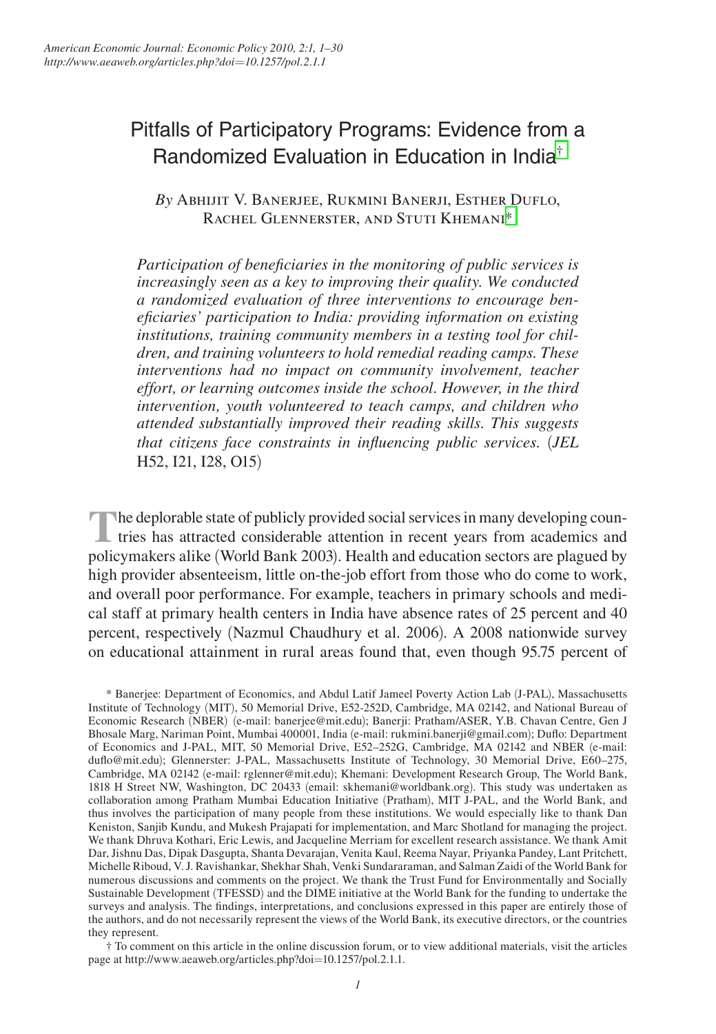# Pitfalls of Participatory Programs: Evidence from a Randomized Evaluation in Education in India[†]

*By* Abhijit V. Banerjee, Rukmini Banerji, Esther Duflo, Rachel Glennerster, and Stuti Khemani[*]

*Participation of beneficiaries in the monitoring of public services is increasingly seen as a key to improving their quality. We conducted a randomized evaluation of three interventions to encourage beneficiaries' participation to India: providing information on existing institutions, training community members in a testing tool for children, and training volunteers to hold remedial reading camps. These interventions had no impact on community involvement, teacher effort, or learning outcomes inside the school. However, in the third intervention, youth volunteered to teach camps, and children who attended substantially improved their reading skills. This suggests that citizens face constraints in influencing public services.* (*JEL* H52, I21, I28, O15)

The deplorable state of publicly provided social services in many developing countries has attracted considerable attention in recent years from academics and policymakers alike (World Bank 2003). Health and education sectors are plagued by high provider absenteeism, little on-the-job effort from those who do come to work, and overall poor performance. For example, teachers in primary schools and medical staff at primary health centers in India have absence rates of 25 percent and 40 percent, respectively (Nazmul Chaudhury et al. 2006). A 2008 nationwide survey on educational attainment in rural areas found that, even though 95.75 percent of

\* Banerjee: Department of Economics, and Abdul Latif Jameel Poverty Action Lab (J-PAL), Massachusetts Institute of Technology (MIT), 50 Memorial Drive, E52-252D, Cambridge, MA 02142, and National Bureau of Economic Research (NBER) (e-mail: banerjee@mit.edu); Banerji: Pratham/ASER, Y.B. Chavan Centre, Gen J Bhosale Marg, Nariman Point, Mumbai 400001, India (e-mail: rukmini.banerji@gmail.com); Duflo: Department of Economics and J-PAL, MIT, 50 Memorial Drive, E52–252G, Cambridge, MA 02142 and NBER (e-mail: duflo@mit.edu); Glennerster: J-PAL, Massachusetts Institute of Technology, 30 Memorial Drive, E60–275, Cambridge, MA 02142 (e-mail: rglenner@mit.edu); Khemani: Development Research Group, The World Bank, 1818 H Street NW, Washington, DC 20433 (email: skhemani@worldbank.org). This study was undertaken as collaboration among Pratham Mumbai Education Initiative (Pratham), MIT J-PAL, and the World Bank, and thus involves the participation of many people from these institutions. We would especially like to thank Dan Keniston, Sanjib Kundu, and Mukesh Prajapati for implementation, and Marc Shotland for managing the project. We thank Dhruva Kothari, Eric Lewis, and Jacqueline Merriam for excellent research assistance. We thank Amit Dar, Jishnu Das, Dipak Dasgupta, Shanta Devarajan, Venita Kaul, Reema Nayar, Priyanka Pandey, Lant Pritchett, Michelle Riboud, V. J. Ravishankar, Shekhar Shah, Venki Sundararaman, and Salman Zaidi of the World Bank for numerous discussions and comments on the project. We thank the Trust Fund for Environmentally and Socially Sustainable Development (TFESSD) and the DIME initiative at the World Bank for the funding to undertake the surveys and analysis. The findings, interpretations, and conclusions expressed in this paper are entirely those of the authors, and do not necessarily represent the views of the World Bank, its executive directors, or the countries they represent.

† To comment on this article in the online discussion forum, or to view additional materials, visit the articles page at http://www.aeaweb.org/articles.php?doi=10.1257/pol.2.1.1.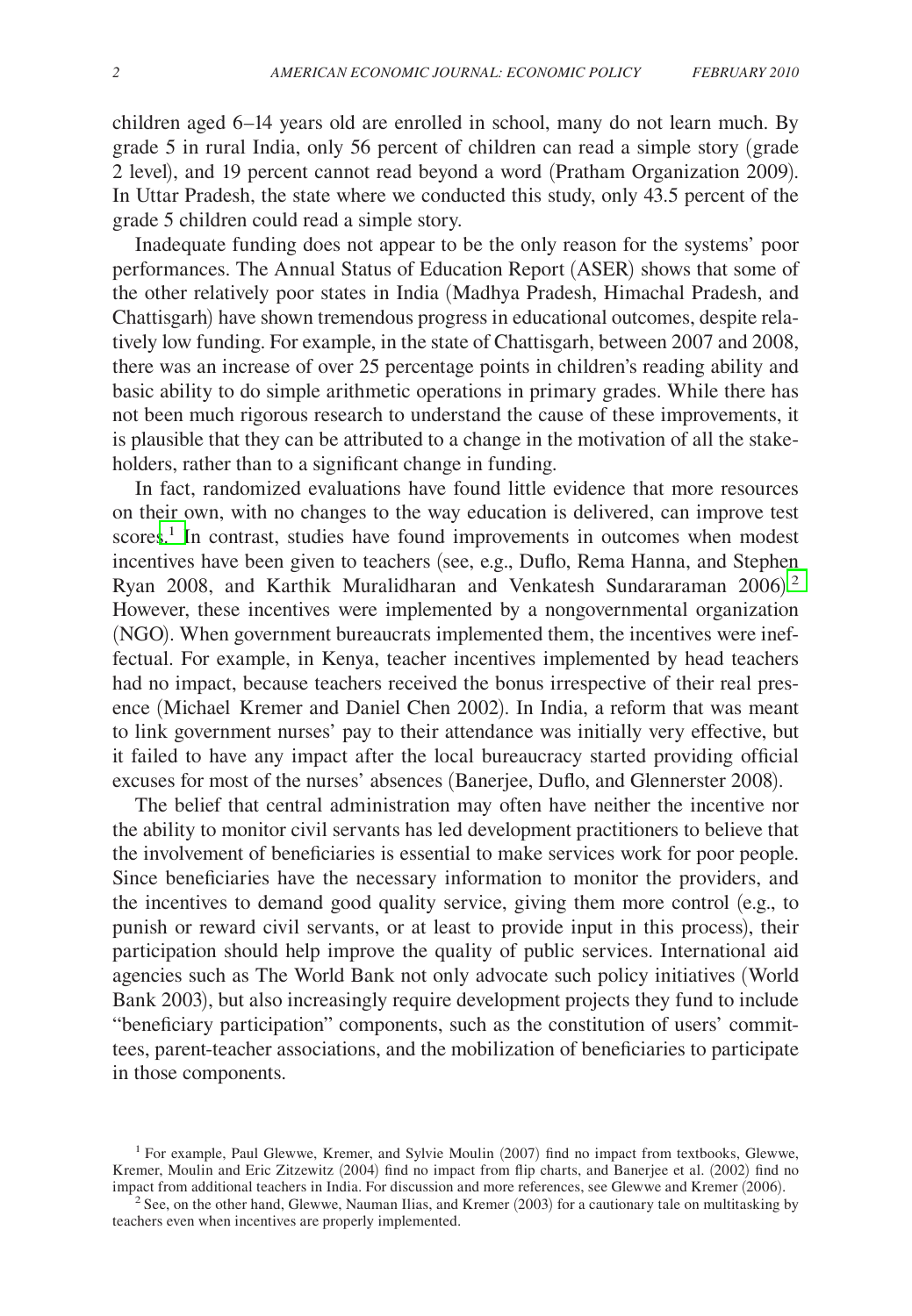children aged 6–14 years old are enrolled in school, many do not learn much. By grade 5 in rural India, only 56 percent of children can read a simple story (grade 2 level), and 19 percent cannot read beyond a word (Pratham Organization 2009). In Uttar Pradesh, the state where we conducted this study, only 43.5 percent of the grade 5 children could read a simple story.

Inadequate funding does not appear to be the only reason for the systems' poor performances. The Annual Status of Education Report (ASER) shows that some of the other relatively poor states in India (Madhya Pradesh, Himachal Pradesh, and Chattisgarh) have shown tremendous progress in educational outcomes, despite relatively low funding. For example, in the state of Chattisgarh, between 2007 and 2008, there was an increase of over 25 percentage points in children's reading ability and basic ability to do simple arithmetic operations in primary grades. While there has not been much rigorous research to understand the cause of these improvements, it is plausible that they can be attributed to a change in the motivation of all the stakeholders, rather than to a significant change in funding.

In fact, randomized evaluations have found little evidence that more resources on their own, with no changes to the way education is delivered, can improve test scores.[1] In contrast, studies have found improvements in outcomes when modest incentives have been given to teachers (see, e.g., Duflo, Rema Hanna, and Stephen Ryan 2008, and Karthik Muralidharan and Venkatesh Sundararaman 2006).[2] However, these incentives were implemented by a nongovernmental organization (NGO). When government bureaucrats implemented them, the incentives were ineffectual. For example, in Kenya, teacher incentives implemented by head teachers had no impact, because teachers received the bonus irrespective of their real presence (Michael Kremer and Daniel Chen 2002). In India, a reform that was meant to link government nurses' pay to their attendance was initially very effective, but it failed to have any impact after the local bureaucracy started providing official excuses for most of the nurses' absences (Banerjee, Duflo, and Glennerster 2008).

The belief that central administration may often have neither the incentive nor the ability to monitor civil servants has led development practitioners to believe that the involvement of beneficiaries is essential to make services work for poor people. Since beneficiaries have the necessary information to monitor the providers, and the incentives to demand good quality service, giving them more control (e.g., to punish or reward civil servants, or at least to provide input in this process), their participation should help improve the quality of public services. International aid agencies such as The World Bank not only advocate such policy initiatives (World Bank 2003), but also increasingly require development projects they fund to include "beneficiary participation" components, such as the constitution of users' committees, parent-teacher associations, and the mobilization of beneficiaries to participate in those components.

[1] For example, Paul Glewwe, Kremer, and Sylvie Moulin (2007) find no impact from textbooks, Glewwe, Kremer, Moulin and Eric Zitzewitz (2004) find no impact from flip charts, and Banerjee et al. (2002) find no impact from additional teachers in India. For discussion and more references, see Glewwe and Kremer (2006).

[2] See, on the other hand, Glewwe, Nauman Ilias, and Kremer (2003) for a cautionary tale on multitasking by teachers even when incentives are properly implemented.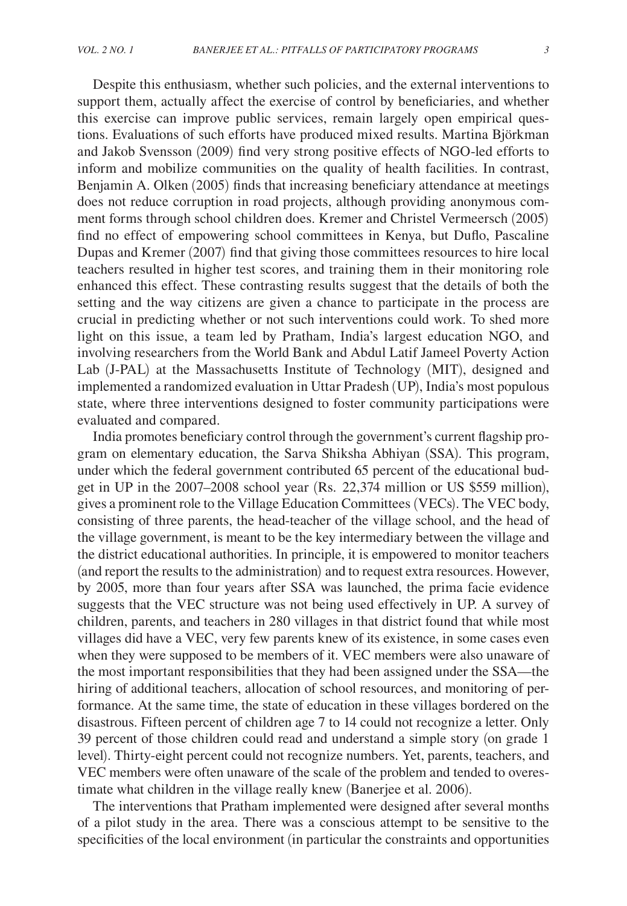Despite this enthusiasm, whether such policies, and the external interventions to support them, actually affect the exercise of control by beneficiaries, and whether this exercise can improve public services, remain largely open empirical questions. Evaluations of such efforts have produced mixed results. Martina Björkman and Jakob Svensson (2009) find very strong positive effects of NGO-led efforts to inform and mobilize communities on the quality of health facilities. In contrast, Benjamin A. Olken (2005) finds that increasing beneficiary attendance at meetings does not reduce corruption in road projects, although providing anonymous comment forms through school children does. Kremer and Christel Vermeersch (2005) find no effect of empowering school committees in Kenya, but Duflo, Pascaline Dupas and Kremer (2007) find that giving those committees resources to hire local teachers resulted in higher test scores, and training them in their monitoring role enhanced this effect. These contrasting results suggest that the details of both the setting and the way citizens are given a chance to participate in the process are crucial in predicting whether or not such interventions could work. To shed more light on this issue, a team led by Pratham, India's largest education NGO, and involving researchers from the World Bank and Abdul Latif Jameel Poverty Action Lab (J-PAL) at the Massachusetts Institute of Technology (MIT), designed and implemented a randomized evaluation in Uttar Pradesh (UP), India's most populous state, where three interventions designed to foster community participations were evaluated and compared.

India promotes beneficiary control through the government's current flagship program on elementary education, the Sarva Shiksha Abhiyan (SSA). This program, under which the federal government contributed 65 percent of the educational budget in UP in the 2007–2008 school year (Rs. 22,374 million or US $559 million), gives a prominent role to the Village Education Committees (VECs). The VEC body, consisting of three parents, the head-teacher of the village school, and the head of the village government, is meant to be the key intermediary between the village and the district educational authorities. In principle, it is empowered to monitor teachers (and report the results to the administration) and to request extra resources. However, by 2005, more than four years after SSA was launched, the prima facie evidence suggests that the VEC structure was not being used effectively in UP. A survey of children, parents, and teachers in 280 villages in that district found that while most villages did have a VEC, very few parents knew of its existence, in some cases even when they were supposed to be members of it. VEC members were also unaware of the most important responsibilities that they had been assigned under the SSA—the hiring of additional teachers, allocation of school resources, and monitoring of performance. At the same time, the state of education in these villages bordered on the disastrous. Fifteen percent of children age 7 to 14 could not recognize a letter. Only 39 percent of those children could read and understand a simple story (on grade 1 level). Thirty-eight percent could not recognize numbers. Yet, parents, teachers, and VEC members were often unaware of the scale of the problem and tended to overestimate what children in the village really knew (Banerjee et al. 2006).

The interventions that Pratham implemented were designed after several months of a pilot study in the area. There was a conscious attempt to be sensitive to the specificities of the local environment (in particular the constraints and opportunities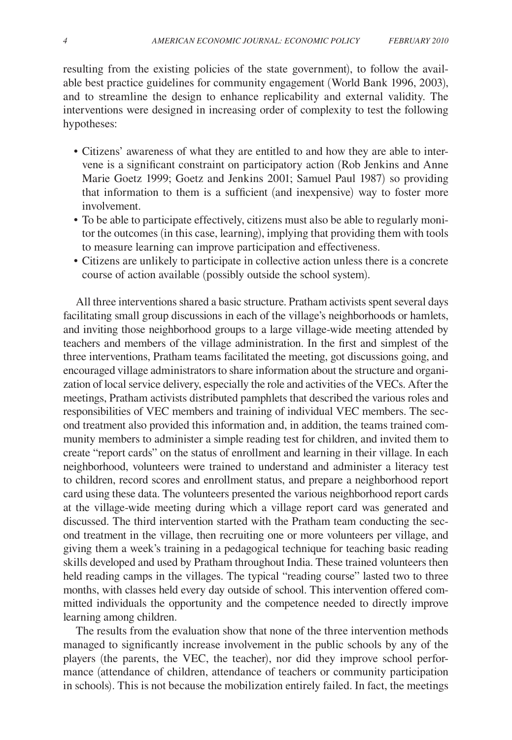resulting from the existing policies of the state government), to follow the available best practice guidelines for community engagement (World Bank 1996, 2003), and to streamline the design to enhance replicability and external validity. The interventions were designed in increasing order of complexity to test the following hypotheses:

- Citizens' awareness of what they are entitled to and how they are able to intervene is a significant constraint on participatory action (Rob Jenkins and Anne Marie Goetz 1999; Goetz and Jenkins 2001; Samuel Paul 1987) so providing that information to them is a sufficient (and inexpensive) way to foster more involvement.
- To be able to participate effectively, citizens must also be able to regularly monitor the outcomes (in this case, learning), implying that providing them with tools to measure learning can improve participation and effectiveness.
- Citizens are unlikely to participate in collective action unless there is a concrete course of action available (possibly outside the school system).

All three interventions shared a basic structure. Pratham activists spent several days facilitating small group discussions in each of the village's neighborhoods or hamlets, and inviting those neighborhood groups to a large village-wide meeting attended by teachers and members of the village administration. In the first and simplest of the three interventions, Pratham teams facilitated the meeting, got discussions going, and encouraged village administrators to share information about the structure and organization of local service delivery, especially the role and activities of the VECs. After the meetings, Pratham activists distributed pamphlets that described the various roles and responsibilities of VEC members and training of individual VEC members. The second treatment also provided this information and, in addition, the teams trained community members to administer a simple reading test for children, and invited them to create "report cards" on the status of enrollment and learning in their village. In each neighborhood, volunteers were trained to understand and administer a literacy test to children, record scores and enrollment status, and prepare a neighborhood report card using these data. The volunteers presented the various neighborhood report cards at the village-wide meeting during which a village report card was generated and discussed. The third intervention started with the Pratham team conducting the second treatment in the village, then recruiting one or more volunteers per village, and giving them a week's training in a pedagogical technique for teaching basic reading skills developed and used by Pratham throughout India. These trained volunteers then held reading camps in the villages. The typical "reading course" lasted two to three months, with classes held every day outside of school. This intervention offered committed individuals the opportunity and the competence needed to directly improve learning among children.

The results from the evaluation show that none of the three intervention methods managed to significantly increase involvement in the public schools by any of the players (the parents, the VEC, the teacher), nor did they improve school performance (attendance of children, attendance of teachers or community participation in schools). This is not because the mobilization entirely failed. In fact, the meetings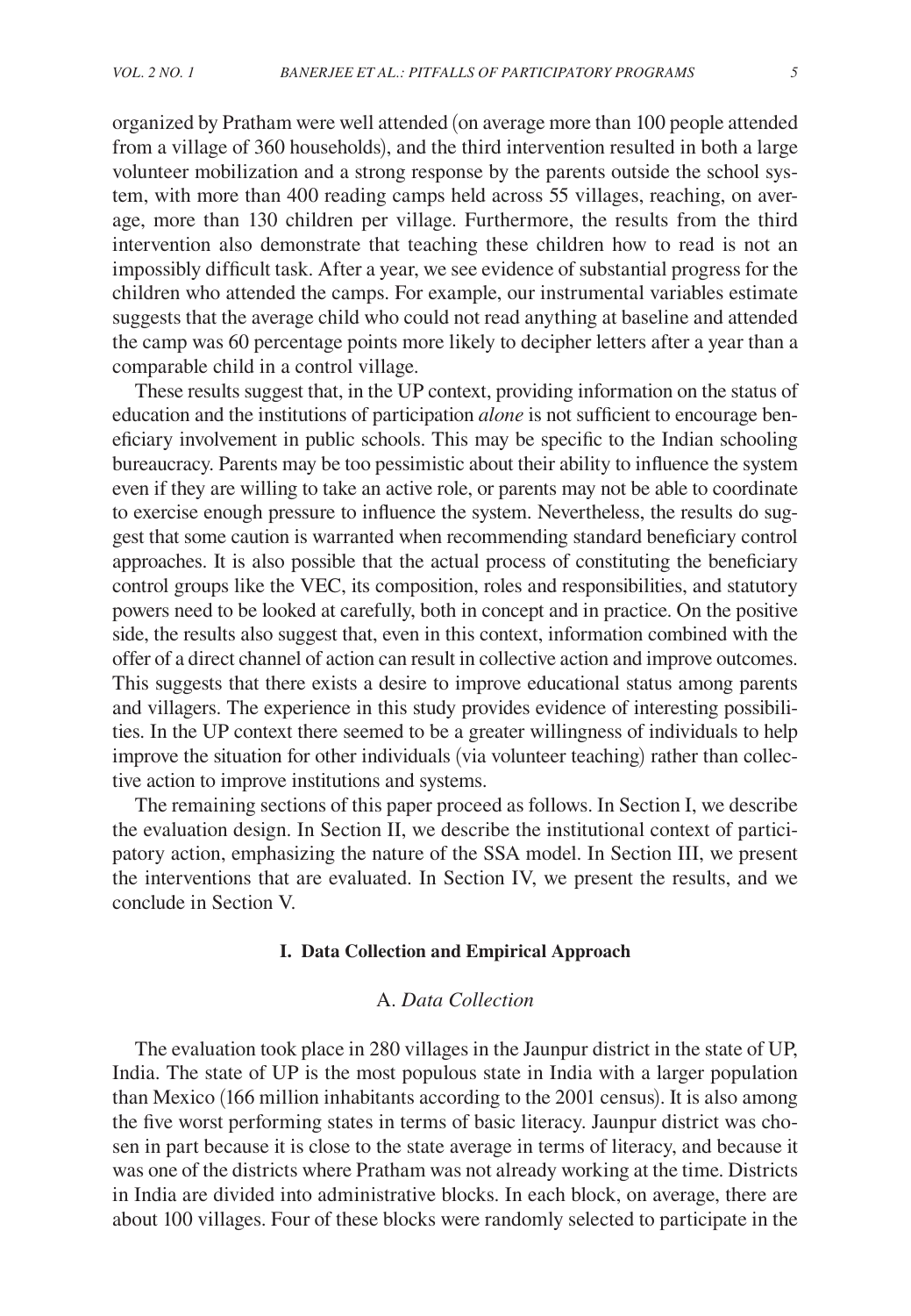organized by Pratham were well attended (on average more than 100 people attended from a village of 360 households), and the third intervention resulted in both a large volunteer mobilization and a strong response by the parents outside the school system, with more than 400 reading camps held across 55 villages, reaching, on average, more than 130 children per village. Furthermore, the results from the third intervention also demonstrate that teaching these children how to read is not an impossibly difficult task. After a year, we see evidence of substantial progress for the children who attended the camps. For example, our instrumental variables estimate suggests that the average child who could not read anything at baseline and attended the camp was 60 percentage points more likely to decipher letters after a year than a comparable child in a control village.

These results suggest that, in the UP context, providing information on the status of education and the institutions of participation *alone* is not sufficient to encourage beneficiary involvement in public schools. This may be specific to the Indian schooling bureaucracy. Parents may be too pessimistic about their ability to influence the system even if they are willing to take an active role, or parents may not be able to coordinate to exercise enough pressure to influence the system. Nevertheless, the results do suggest that some caution is warranted when recommending standard beneficiary control approaches. It is also possible that the actual process of constituting the beneficiary control groups like the VEC, its composition, roles and responsibilities, and statutory powers need to be looked at carefully, both in concept and in practice. On the positive side, the results also suggest that, even in this context, information combined with the offer of a direct channel of action can result in collective action and improve outcomes. This suggests that there exists a desire to improve educational status among parents and villagers. The experience in this study provides evidence of interesting possibilities. In the UP context there seemed to be a greater willingness of individuals to help improve the situation for other individuals (via volunteer teaching) rather than collective action to improve institutions and systems.

The remaining sections of this paper proceed as follows. In Section I, we describe the evaluation design. In Section II, we describe the institutional context of participatory action, emphasizing the nature of the SSA model. In Section III, we present the interventions that are evaluated. In Section IV, we present the results, and we conclude in Section V.

## I. Data Collection and Empirical Approach

### A. *Data Collection*

The evaluation took place in 280 villages in the Jaunpur district in the state of UP, India. The state of UP is the most populous state in India with a larger population than Mexico (166 million inhabitants according to the 2001 census). It is also among the five worst performing states in terms of basic literacy. Jaunpur district was chosen in part because it is close to the state average in terms of literacy, and because it was one of the districts where Pratham was not already working at the time. Districts in India are divided into administrative blocks. In each block, on average, there are about 100 villages. Four of these blocks were randomly selected to participate in the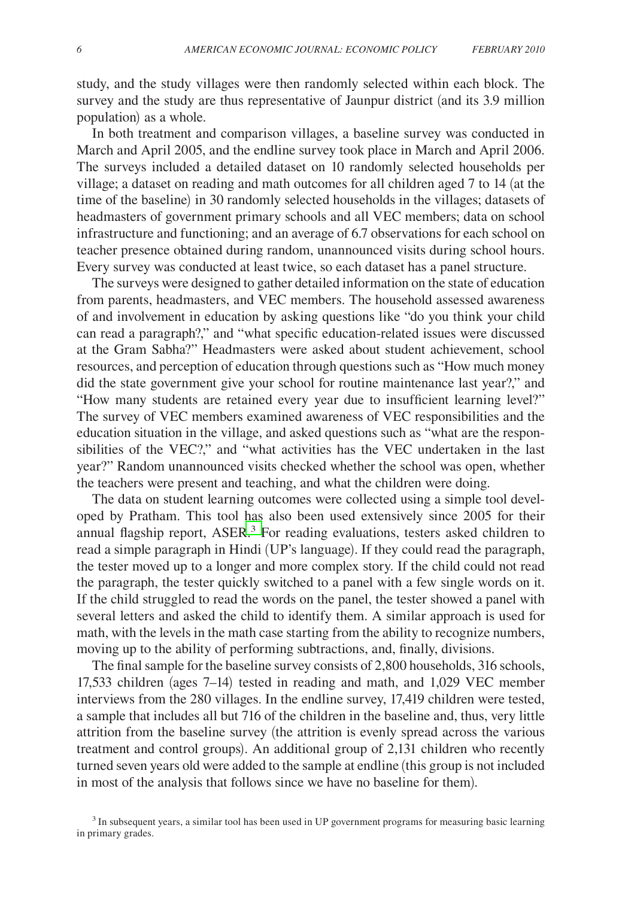study, and the study villages were then randomly selected within each block. The survey and the study are thus representative of Jaunpur district (and its 3.9 million population) as a whole.

In both treatment and comparison villages, a baseline survey was conducted in March and April 2005, and the endline survey took place in March and April 2006. The surveys included a detailed dataset on 10 randomly selected households per village; a dataset on reading and math outcomes for all children aged 7 to 14 (at the time of the baseline) in 30 randomly selected households in the villages; datasets of headmasters of government primary schools and all VEC members; data on school infrastructure and functioning; and an average of 6.7 observations for each school on teacher presence obtained during random, unannounced visits during school hours. Every survey was conducted at least twice, so each dataset has a panel structure.

The surveys were designed to gather detailed information on the state of education from parents, headmasters, and VEC members. The household assessed awareness of and involvement in education by asking questions like "do you think your child can read a paragraph?," and "what specific education-related issues were discussed at the Gram Sabha?" Headmasters were asked about student achievement, school resources, and perception of education through questions such as "How much money did the state government give your school for routine maintenance last year?," and "How many students are retained every year due to insufficient learning level?" The survey of VEC members examined awareness of VEC responsibilities and the education situation in the village, and asked questions such as "what are the responsibilities of the VEC?," and "what activities has the VEC undertaken in the last year?" Random unannounced visits checked whether the school was open, whether the teachers were present and teaching, and what the children were doing.

The data on student learning outcomes were collected using a simple tool developed by Pratham. This tool has also been used extensively since 2005 for their annual flagship report, ASER.[3] For reading evaluations, testers asked children to read a simple paragraph in Hindi (UP's language). If they could read the paragraph, the tester moved up to a longer and more complex story. If the child could not read the paragraph, the tester quickly switched to a panel with a few single words on it. If the child struggled to read the words on the panel, the tester showed a panel with several letters and asked the child to identify them. A similar approach is used for math, with the levels in the math case starting from the ability to recognize numbers, moving up to the ability of performing subtractions, and, finally, divisions.

The final sample for the baseline survey consists of 2,800 households, 316 schools, 17,533 children (ages 7–14) tested in reading and math, and 1,029 VEC member interviews from the 280 villages. In the endline survey, 17,419 children were tested, a sample that includes all but 716 of the children in the baseline and, thus, very little attrition from the baseline survey (the attrition is evenly spread across the various treatment and control groups). An additional group of 2,131 children who recently turned seven years old were added to the sample at endline (this group is not included in most of the analysis that follows since we have no baseline for them).

[3] In subsequent years, a similar tool has been used in UP government programs for measuring basic learning in primary grades.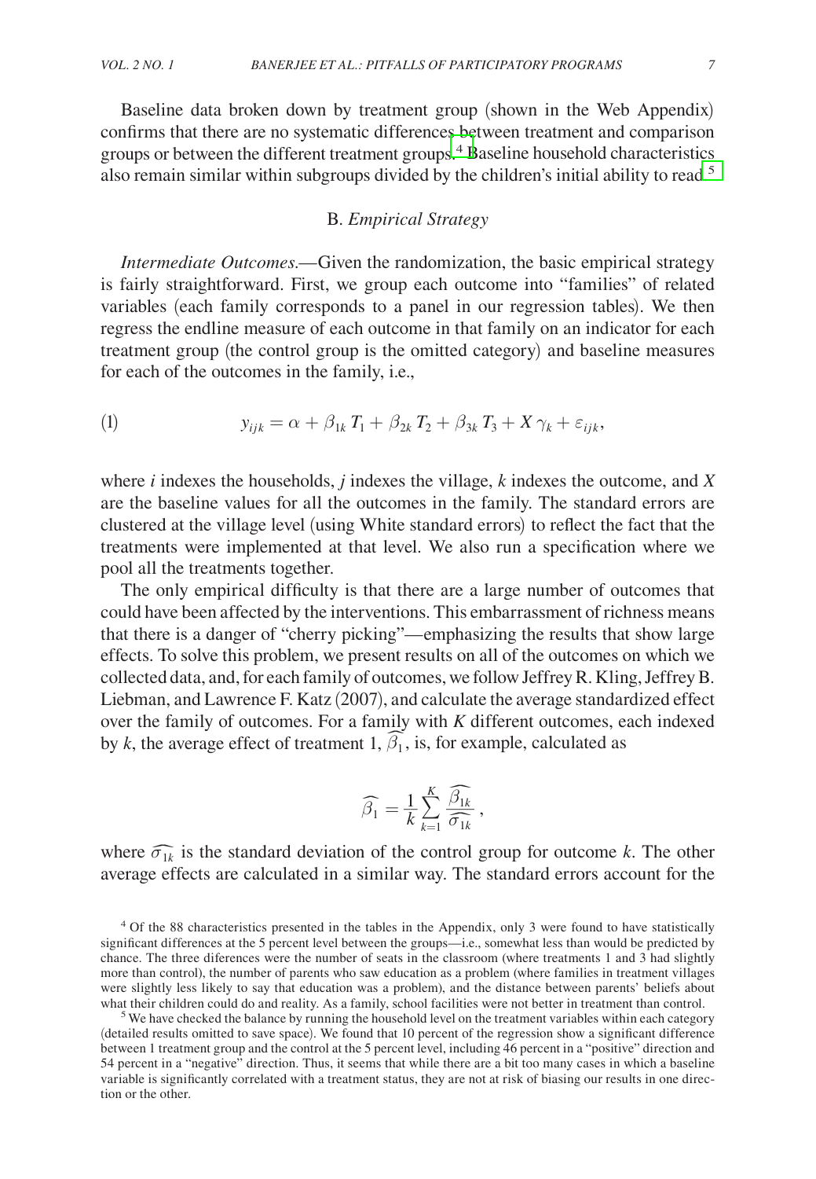Baseline data broken down by treatment group (shown in the Web Appendix) confirms that there are no systematic differences between treatment and comparison groups or between the different treatment groups.[4] Baseline household characteristics also remain similar within subgroups divided by the children's initial ability to read.[5]

### B. *Empirical Strategy*

*Intermediate Outcomes.*—Given the randomization, the basic empirical strategy is fairly straightforward. First, we group each outcome into "families" of related variables (each family corresponds to a panel in our regression tables). We then regress the endline measure of each outcome in that family on an indicator for each treatment group (the control group is the omitted category) and baseline measures for each of the outcomes in the family, i.e.,

$$y_{ijk} = \alpha + \beta_{1k} T_1 + \beta_{2k} T_2 + \beta_{3k} T_3 + X \gamma_k + \varepsilon_{ijk}, \tag{1}$$

where $i$ indexes the households, $j$ indexes the village, $k$ indexes the outcome, and $X$ are the baseline values for all the outcomes in the family. The standard errors are clustered at the village level (using White standard errors) to reflect the fact that the treatments were implemented at that level. We also run a specification where we pool all the treatments together.

The only empirical difficulty is that there are a large number of outcomes that could have been affected by the interventions. This embarrassment of richness means that there is a danger of "cherry picking"—emphasizing the results that show large effects. To solve this problem, we present results on all of the outcomes on which we collected data, and, for each family of outcomes, we follow Jeffrey R. Kling, Jeffrey B. Liebman, and Lawrence F. Katz (2007), and calculate the average standardized effect over the family of outcomes. For a family with $K$ different outcomes, each indexed by $k$, the average effect of treatment 1, $\widehat{\beta_1}$, is, for example, calculated as

$$\widehat{\beta_1} = \frac{1}{k} \sum_{k=1}^{K} \frac{\widehat{\beta_{1k}}}{\widehat{\sigma_{1k}}},$$

where $\widehat{\sigma_{1k}}$ is the standard deviation of the control group for outcome $k$. The other average effects are calculated in a similar way. The standard errors account for the

---

[4] Of the 88 characteristics presented in the tables in the Appendix, only 3 were found to have statistically significant differences at the 5 percent level between the groups—i.e., somewhat less than would be predicted by chance. The three diferences were the number of seats in the classroom (where treatments 1 and 3 had slightly more than control), the number of parents who saw education as a problem (where families in treatment villages were slightly less likely to say that education was a problem), and the distance between parents' beliefs about what their children could do and reality. As a family, school facilities were not better in treatment than control.

[5] We have checked the balance by running the household level on the treatment variables within each category (detailed results omitted to save space). We found that 10 percent of the regression show a significant difference between 1 treatment group and the control at the 5 percent level, including 46 percent in a "positive" direction and 54 percent in a "negative" direction. Thus, it seems that while there are a bit too many cases in which a baseline variable is significantly correlated with a treatment status, they are not at risk of biasing our results in one direction or the other.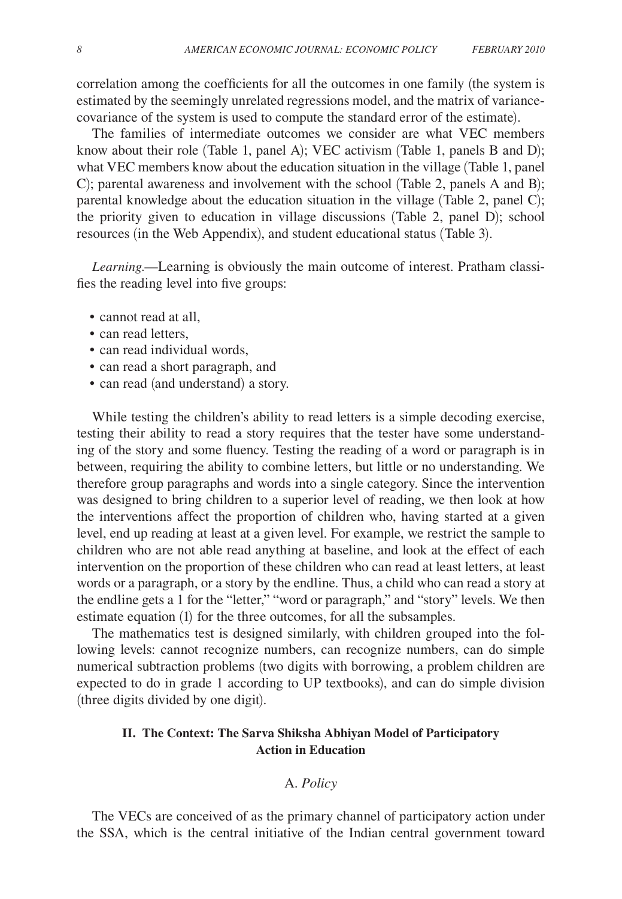correlation among the coefficients for all the outcomes in one family (the system is estimated by the seemingly unrelated regressions model, and the matrix of variance-covariance of the system is used to compute the standard error of the estimate).

The families of intermediate outcomes we consider are what VEC members know about their role (Table 1, panel A); VEC activism (Table 1, panels B and D); what VEC members know about the education situation in the village (Table 1, panel C); parental awareness and involvement with the school (Table 2, panels A and B); parental knowledge about the education situation in the village (Table 2, panel C); the priority given to education in village discussions (Table 2, panel D); school resources (in the Web Appendix), and student educational status (Table 3).

*Learning*.—Learning is obviously the main outcome of interest. Pratham classifies the reading level into five groups:

- cannot read at all,
- can read letters,
- can read individual words,
- can read a short paragraph, and
- can read (and understand) a story.

While testing the children's ability to read letters is a simple decoding exercise, testing their ability to read a story requires that the tester have some understanding of the story and some fluency. Testing the reading of a word or paragraph is in between, requiring the ability to combine letters, but little or no understanding. We therefore group paragraphs and words into a single category. Since the intervention was designed to bring children to a superior level of reading, we then look at how the interventions affect the proportion of children who, having started at a given level, end up reading at least at a given level. For example, we restrict the sample to children who are not able read anything at baseline, and look at the effect of each intervention on the proportion of these children who can read at least letters, at least words or a paragraph, or a story by the endline. Thus, a child who can read a story at the endline gets a 1 for the "letter," "word or paragraph," and "story" levels. We then estimate equation (1) for the three outcomes, for all the subsamples.

The mathematics test is designed similarly, with children grouped into the following levels: cannot recognize numbers, can recognize numbers, can do simple numerical subtraction problems (two digits with borrowing, a problem children are expected to do in grade 1 according to UP textbooks), and can do simple division (three digits divided by one digit).

## II. The Context: The Sarva Shiksha Abhiyan Model of Participatory Action in Education

### A. *Policy*

The VECs are conceived of as the primary channel of participatory action under the SSA, which is the central initiative of the Indian central government toward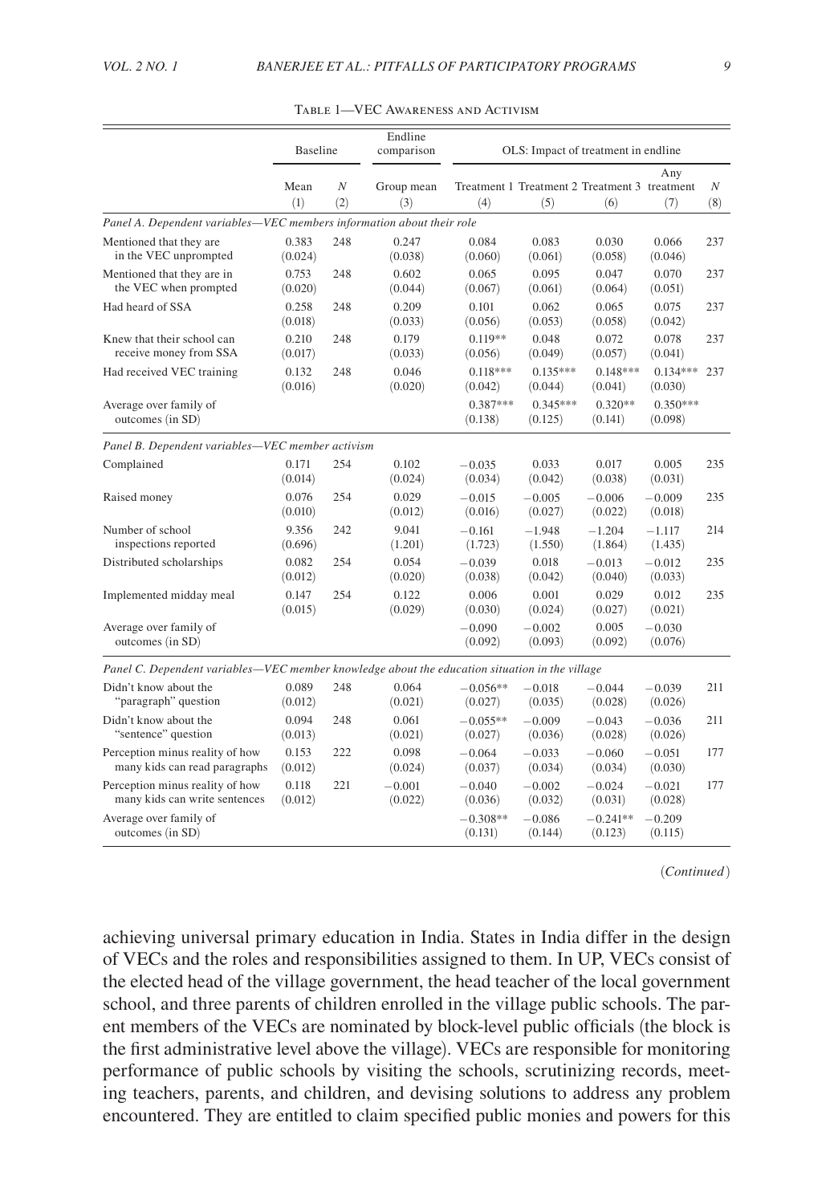Table 1—VEC Awareness and Activism

| | Baseline | | Endline comparison | OLS: Impact of treatment in endline | | | | |
|---|---|---|---|---|---|---|---|---|
| | Mean | $N$ | Group mean | Treatment 1 | Treatment 2 | Treatment 3 | Any treatment | $N$ |
| | (1) | (2) | (3) | (4) | (5) | (6) | (7) | (8) |
| *Panel A. Dependent variables—VEC members information about their role* | | | | | | | | |
| Mentioned that they are in the VEC unprompted | 0.383 (0.024) | 248 | 0.247 (0.038) | 0.084 (0.060) | 0.083 (0.061) | 0.030 (0.058) | 0.066 (0.046) | 237 |
| Mentioned that they are in the VEC when prompted | 0.753 (0.020) | 248 | 0.602 (0.044) | 0.065 (0.067) | 0.095 (0.061) | 0.047 (0.064) | 0.070 (0.051) | 237 |
| Had heard of SSA | 0.258 (0.018) | 248 | 0.209 (0.033) | 0.101 (0.056) | 0.062 (0.053) | 0.065 (0.058) | 0.075 (0.042) | 237 |
| Knew that their school can receive money from SSA | 0.210 (0.017) | 248 | 0.179 (0.033) | 0.119** (0.056) | 0.048 (0.049) | 0.072 (0.057) | 0.078 (0.041) | 237 |
| Had received VEC training | 0.132 (0.016) | 248 | 0.046 (0.020) | 0.118*** (0.042) | 0.135*** (0.044) | 0.148*** (0.041) | 0.134*** (0.030) | 237 |
| Average over family of outcomes (in SD) | | | | 0.387*** (0.138) | 0.345*** (0.125) | 0.320** (0.141) | 0.350*** (0.098) | |
| *Panel B. Dependent variables—VEC member activism* | | | | | | | | |
| Complained | 0.171 (0.014) | 254 | 0.102 (0.024) | −0.035 (0.034) | 0.033 (0.042) | 0.017 (0.038) | 0.005 (0.031) | 235 |
| Raised money | 0.076 (0.010) | 254 | 0.029 (0.012) | −0.015 (0.016) | −0.005 (0.027) | −0.006 (0.022) | −0.009 (0.018) | 235 |
| Number of school inspections reported | 9.356 (0.696) | 242 | 9.041 (1.201) | −0.161 (1.723) | −1.948 (1.550) | −1.204 (1.864) | −1.117 (1.435) | 214 |
| Distributed scholarships | 0.082 (0.012) | 254 | 0.054 (0.020) | −0.039 (0.038) | 0.018 (0.042) | −0.013 (0.040) | −0.012 (0.033) | 235 |
| Implemented midday meal | 0.147 (0.015) | 254 | 0.122 (0.029) | 0.006 (0.030) | 0.001 (0.024) | 0.029 (0.027) | 0.012 (0.021) | 235 |
| Average over family of outcomes (in SD) | | | | −0.090 (0.092) | −0.002 (0.093) | 0.005 (0.092) | −0.030 (0.076) | |
| *Panel C. Dependent variables—VEC member knowledge about the education situation in the village* | | | | | | | | |
| Didn't know about the "paragraph" question | 0.089 (0.012) | 248 | 0.064 (0.021) | −0.056** (0.027) | −0.018 (0.035) | −0.044 (0.028) | −0.039 (0.026) | 211 |
| Didn't know about the "sentence" question | 0.094 (0.013) | 248 | 0.061 (0.021) | −0.055** (0.027) | −0.009 (0.036) | −0.043 (0.028) | −0.036 (0.026) | 211 |
| Perception minus reality of how many kids can read paragraphs | 0.153 (0.012) | 222 | 0.098 (0.024) | −0.064 (0.037) | −0.033 (0.034) | −0.060 (0.034) | −0.051 (0.030) | 177 |
| Perception minus reality of how many kids can write sentences | 0.118 (0.012) | 221 | −0.001 (0.022) | −0.040 (0.036) | −0.002 (0.032) | −0.024 (0.031) | −0.021 (0.028) | 177 |
| Average over family of outcomes (in SD) | | | | −0.308** (0.131) | −0.086 (0.144) | −0.241** (0.123) | −0.209 (0.115) | |

(*Continued*)

achieving universal primary education in India. States in India differ in the design of VECs and the roles and responsibilities assigned to them. In UP, VECs consist of the elected head of the village government, the head teacher of the local government school, and three parents of children enrolled in the village public schools. The parent members of the VECs are nominated by block-level public officials (the block is the first administrative level above the village). VECs are responsible for monitoring performance of public schools by visiting the schools, scrutinizing records, meeting teachers, parents, and children, and devising solutions to address any problem encountered. They are entitled to claim specified public monies and powers for this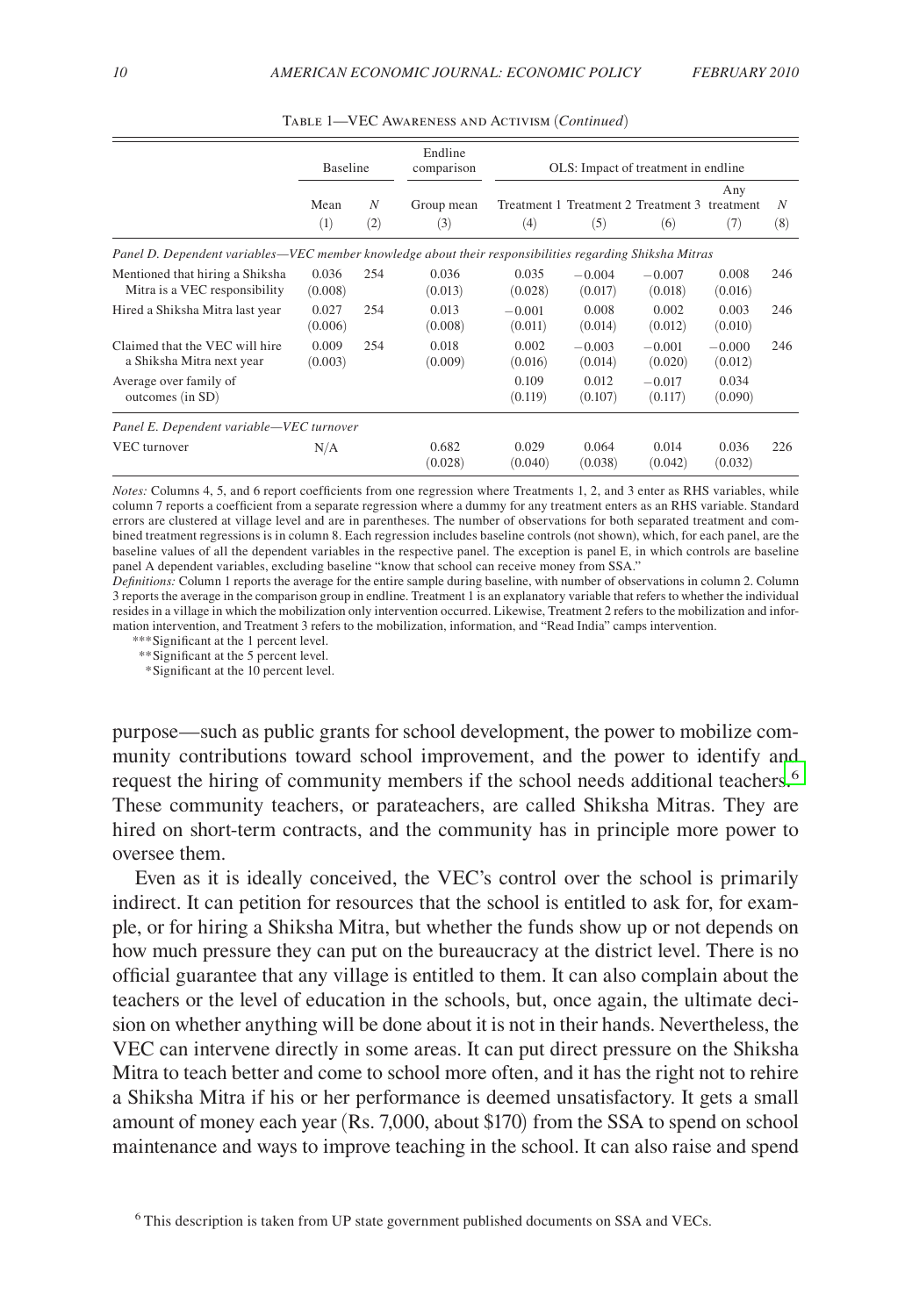Table 1—VEC Awareness and Activism (*Continued*)

| | Baseline | | Endline comparison | OLS: Impact of treatment in endline | | | | |
|---|---|---|---|---|---|---|---|---|
| | Mean | $N$ | Group mean | Treatment 1 | Treatment 2 | Treatment 3 | Any treatment | $N$ |
| | (1) | (2) | (3) | (4) | (5) | (6) | (7) | (8) |
| *Panel D. Dependent variables—VEC member knowledge about their responsibilities regarding Shiksha Mitras* | | | | | | | | |
| Mentioned that hiring a Shiksha Mitra is a VEC responsibility | 0.036 (0.008) | 254 | 0.036 (0.013) | 0.035 (0.028) | −0.004 (0.017) | −0.007 (0.018) | 0.008 (0.016) | 246 |
| Hired a Shiksha Mitra last year | 0.027 (0.006) | 254 | 0.013 (0.008) | −0.001 (0.011) | 0.008 (0.014) | 0.002 (0.012) | 0.003 (0.010) | 246 |
| Claimed that the VEC will hire a Shiksha Mitra next year | 0.009 (0.003) | 254 | 0.018 (0.009) | 0.002 (0.016) | −0.003 (0.014) | −0.001 (0.020) | −0.000 (0.012) | 246 |
| Average over family of outcomes (in SD) | | | | 0.109 (0.119) | 0.012 (0.107) | −0.017 (0.117) | 0.034 (0.090) | |
| *Panel E. Dependent variable—VEC turnover* | | | | | | | | |
| VEC turnover | N/A | | 0.682 (0.028) | 0.029 (0.040) | 0.064 (0.038) | 0.014 (0.042) | 0.036 (0.032) | 226 |

*Notes:* Columns 4, 5, and 6 report coefficients from one regression where Treatments 1, 2, and 3 enter as RHS variables, while column 7 reports a coefficient from a separate regression where a dummy for any treatment enters as an RHS variable. Standard errors are clustered at village level and are in parentheses. The number of observations for both separated treatment and combined treatment regressions is in column 8. Each regression includes baseline controls (not shown), which, for each panel, are the baseline values of all the dependent variables in the respective panel. The exception is panel E, in which controls are baseline panel A dependent variables, excluding baseline "know that school can receive money from SSA."

*Definitions:* Column 1 reports the average for the entire sample during baseline, with number of observations in column 2. Column 3 reports the average in the comparison group in endline. Treatment 1 is an explanatory variable that refers to whether the individual resides in a village in which the mobilization only intervention occurred. Likewise, Treatment 2 refers to the mobilization and information intervention, and Treatment 3 refers to the mobilization, information, and "Read India" camps intervention.

*** Significant at the 1 percent level.
** Significant at the 5 percent level.
* Significant at the 10 percent level.

purpose—such as public grants for school development, the power to mobilize community contributions toward school improvement, and the power to identify and request the hiring of community members if the school needs additional teachers.[6] These community teachers, or parateachers, are called Shiksha Mitras. They are hired on short-term contracts, and the community has in principle more power to oversee them.

Even as it is ideally conceived, the VEC's control over the school is primarily indirect. It can petition for resources that the school is entitled to ask for, for example, or for hiring a Shiksha Mitra, but whether the funds show up or not depends on how much pressure they can put on the bureaucracy at the district level. There is no official guarantee that any village is entitled to them. It can also complain about the teachers or the level of education in the schools, but, once again, the ultimate decision on whether anything will be done about it is not in their hands. Nevertheless, the VEC can intervene directly in some areas. It can put direct pressure on the Shiksha Mitra to teach better and come to school more often, and it has the right not to rehire a Shiksha Mitra if his or her performance is deemed unsatisfactory. It gets a small amount of money each year (Rs. 7,000, about $170) from the SSA to spend on school maintenance and ways to improve teaching in the school. It can also raise and spend

[6] This description is taken from UP state government published documents on SSA and VECs.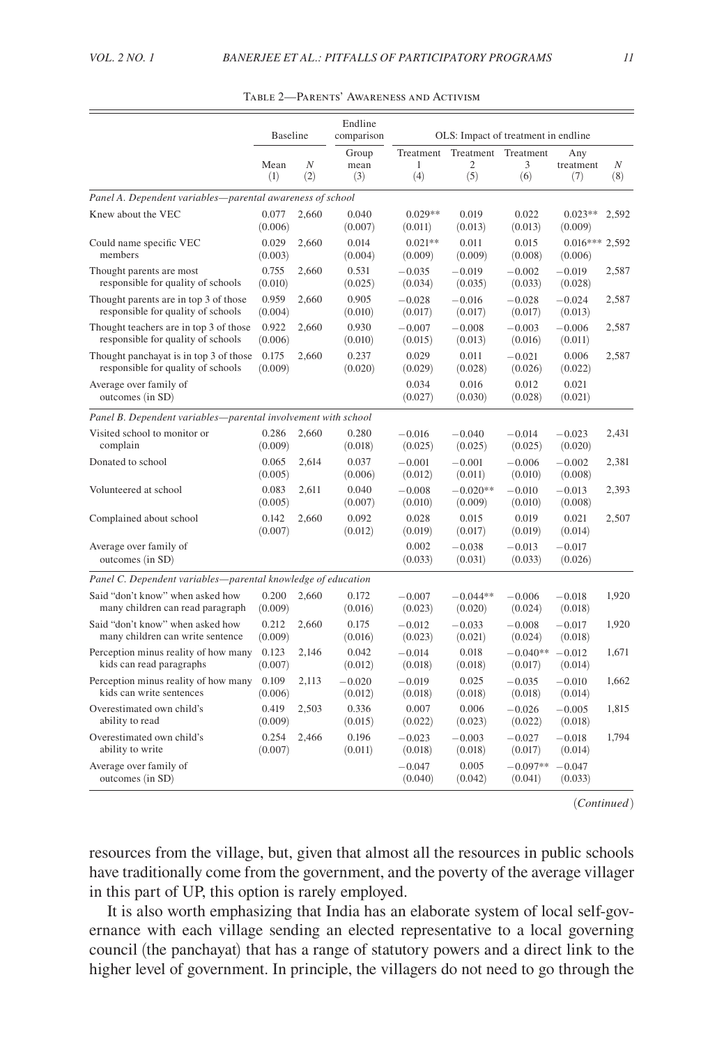Table 2—Parents' Awareness and Activism

| | Baseline | | Endline comparison | OLS: Impact of treatment in endline | | | | |
|---|---|---|---|---|---|---|---|---|
| | Mean (1) | $N$ (2) | Group mean (3) | Treatment 1 (4) | Treatment 2 (5) | Treatment 3 (6) | Any treatment (7) | $N$ (8) |
| *Panel A. Dependent variables—parental awareness of school* | | | | | | | | |
| Knew about the VEC | 0.077 (0.006) | 2,660 | 0.040 (0.007) | 0.029** (0.011) | 0.019 (0.013) | 0.022 (0.013) | 0.023** (0.009) | 2,592 |
| Could name specific VEC members | 0.029 (0.003) | 2,660 | 0.014 (0.004) | 0.021** (0.009) | 0.011 (0.009) | 0.015 (0.008) | 0.016*** (0.006) | 2,592 |
| Thought parents are most responsible for quality of schools | 0.755 (0.010) | 2,660 | 0.531 (0.025) | −0.035 (0.034) | −0.019 (0.035) | −0.002 (0.033) | −0.019 (0.028) | 2,587 |
| Thought parents are in top 3 of those responsible for quality of schools | 0.959 (0.004) | 2,660 | 0.905 (0.010) | −0.028 (0.017) | −0.016 (0.017) | −0.028 (0.017) | −0.024 (0.013) | 2,587 |
| Thought teachers are in top 3 of those responsible for quality of schools | 0.922 (0.006) | 2,660 | 0.930 (0.010) | −0.007 (0.015) | −0.008 (0.013) | −0.003 (0.016) | −0.006 (0.011) | 2,587 |
| Thought panchayat is in top 3 of those responsible for quality of schools | 0.175 (0.009) | 2,660 | 0.237 (0.020) | 0.029 (0.029) | 0.011 (0.028) | −0.021 (0.026) | 0.006 (0.022) | 2,587 |
| Average over family of outcomes (in SD) | | | | 0.034 (0.027) | 0.016 (0.030) | 0.012 (0.028) | 0.021 (0.021) | |
| *Panel B. Dependent variables—parental involvement with school* | | | | | | | | |
| Visited school to monitor or complain | 0.286 (0.009) | 2,660 | 0.280 (0.018) | −0.016 (0.025) | −0.040 (0.025) | −0.014 (0.025) | −0.023 (0.020) | 2,431 |
| Donated to school | 0.065 (0.005) | 2,614 | 0.037 (0.006) | −0.001 (0.012) | −0.001 (0.011) | −0.006 (0.010) | −0.002 (0.008) | 2,381 |
| Volunteered at school | 0.083 (0.005) | 2,611 | 0.040 (0.007) | −0.008 (0.010) | −0.020** (0.009) | −0.010 (0.010) | −0.013 (0.008) | 2,393 |
| Complained about school | 0.142 (0.007) | 2,660 | 0.092 (0.012) | 0.028 (0.019) | 0.015 (0.017) | 0.019 (0.019) | 0.021 (0.014) | 2,507 |
| Average over family of outcomes (in SD) | | | | 0.002 (0.033) | −0.038 (0.031) | −0.013 (0.033) | −0.017 (0.026) | |
| *Panel C. Dependent variables—parental knowledge of education* | | | | | | | | |
| Said "don't know" when asked how many children can read paragraph | 0.200 (0.009) | 2,660 | 0.172 (0.016) | −0.007 (0.023) | −0.044** (0.020) | −0.006 (0.024) | −0.018 (0.018) | 1,920 |
| Said "don't know" when asked how many children can write sentence | 0.212 (0.009) | 2,660 | 0.175 (0.016) | −0.012 (0.023) | −0.033 (0.021) | −0.008 (0.024) | −0.017 (0.018) | 1,920 |
| Perception minus reality of how many kids can read paragraphs | 0.123 (0.007) | 2,146 | 0.042 (0.012) | −0.014 (0.018) | 0.018 (0.018) | −0.040** (0.017) | −0.012 (0.014) | 1,671 |
| Perception minus reality of how many kids can write sentences | 0.109 (0.006) | 2,113 | −0.020 (0.012) | −0.019 (0.018) | 0.025 (0.018) | −0.035 (0.018) | −0.010 (0.014) | 1,662 |
| Overestimated own child's ability to read | 0.419 (0.009) | 2,503 | 0.336 (0.015) | 0.007 (0.022) | 0.006 (0.023) | −0.026 (0.022) | −0.005 (0.018) | 1,815 |
| Overestimated own child's ability to write | 0.254 (0.007) | 2,466 | 0.196 (0.011) | −0.023 (0.018) | −0.003 (0.018) | −0.027 (0.017) | −0.018 (0.014) | 1,794 |
| Average over family of outcomes (in SD) | | | | −0.047 (0.040) | 0.005 (0.042) | −0.097** (0.041) | −0.047 (0.033) | |

(*Continued*)

resources from the village, but, given that almost all the resources in public schools have traditionally come from the government, and the poverty of the average villager in this part of UP, this option is rarely employed.

It is also worth emphasizing that India has an elaborate system of local self-governance with each village sending an elected representative to a local governing council (the panchayat) that has a range of statutory powers and a direct link to the higher level of government. In principle, the villagers do not need to go through the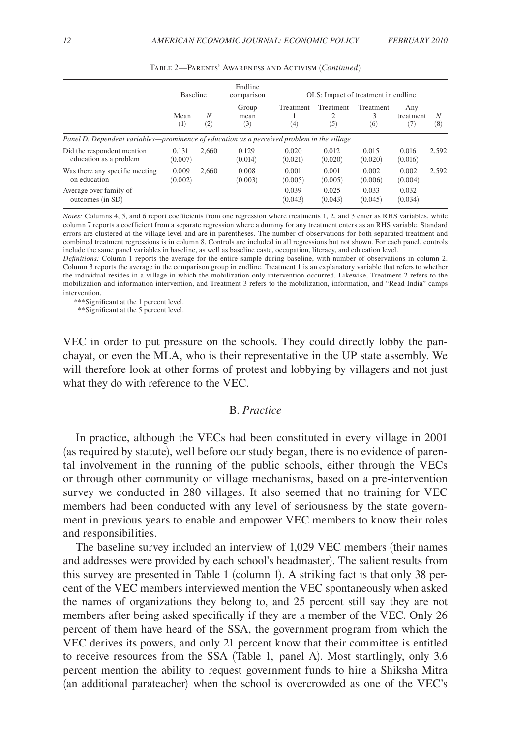Table 2—Parents' Awareness and Activism (*Continued*)

| | Baseline | | Endline comparison | OLS: Impact of treatment in endline | | | | |
|---|---|---|---|---|---|---|---|---|
| | Mean (1) | $N$ (2) | Group mean (3) | Treatment 1 (4) | Treatment 2 (5) | Treatment 3 (6) | Any treatment (7) | $N$ (8) |
| *Panel D. Dependent variables—prominence of education as a perceived problem in the village* | | | | | | | | |
| Did the respondent mention education as a problem | 0.131 (0.007) | 2,660 | 0.129 (0.014) | 0.020 (0.021) | 0.012 (0.020) | 0.015 (0.020) | 0.016 (0.016) | 2,592 |
| Was there any specific meeting on education | 0.009 (0.002) | 2,660 | 0.008 (0.003) | 0.001 (0.005) | 0.001 (0.005) | 0.002 (0.006) | 0.002 (0.004) | 2,592 |
| Average over family of outcomes (in SD) | | | | 0.039 (0.043) | 0.025 (0.043) | 0.033 (0.045) | 0.032 (0.034) | |

*Notes:* Columns 4, 5, and 6 report coefficients from one regression where treatments 1, 2, and 3 enter as RHS variables, while column 7 reports a coefficient from a separate regression where a dummy for any treatment enters as an RHS variable. Standard errors are clustered at the village level and are in parentheses. The number of observations for both separated treatment and combined treatment regressions is in column 8. Controls are included in all regressions but not shown. For each panel, controls include the same panel variables in baseline, as well as baseline caste, occupation, literacy, and education level.

*Definitions:* Column 1 reports the average for the entire sample during baseline, with number of observations in column 2. Column 3 reports the average in the comparison group in endline. Treatment 1 is an explanatory variable that refers to whether the individual resides in a village in which the mobilization only intervention occurred. Likewise, Treatment 2 refers to the mobilization and information intervention, and Treatment 3 refers to the mobilization, information, and "Read India" camps intervention.

***Significant at the 1 percent level.

**Significant at the 5 percent level.

VEC in order to put pressure on the schools. They could directly lobby the panchayat, or even the MLA, who is their representative in the UP state assembly. We will therefore look at other forms of protest and lobbying by villagers and not just what they do with reference to the VEC.

## B. *Practice*

In practice, although the VECs had been constituted in every village in 2001 (as required by statute), well before our study began, there is no evidence of parental involvement in the running of the public schools, either through the VECs or through other community or village mechanisms, based on a pre-intervention survey we conducted in 280 villages. It also seemed that no training for VEC members had been conducted with any level of seriousness by the state government in previous years to enable and empower VEC members to know their roles and responsibilities.

The baseline survey included an interview of 1,029 VEC members (their names and addresses were provided by each school's headmaster). The salient results from this survey are presented in Table 1 (column 1). A striking fact is that only 38 percent of the VEC members interviewed mention the VEC spontaneously when asked the names of organizations they belong to, and 25 percent still say they are not members after being asked specifically if they are a member of the VEC. Only 26 percent of them have heard of the SSA, the government program from which the VEC derives its powers, and only 21 percent know that their committee is entitled to receive resources from the SSA (Table 1, panel A). Most startlingly, only 3.6 percent mention the ability to request government funds to hire a Shiksha Mitra (an additional parateacher) when the school is overcrowded as one of the VEC's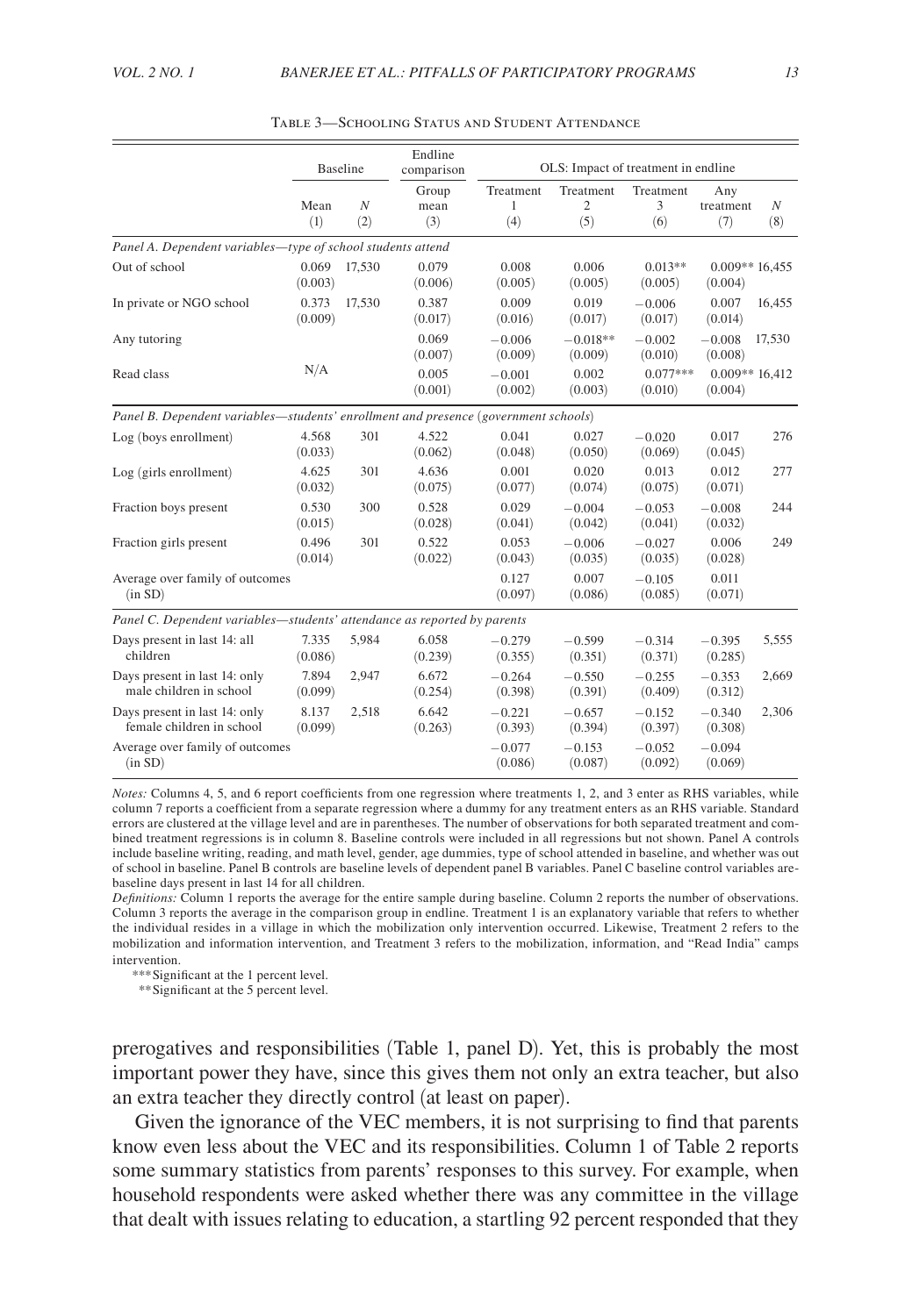Table 3—Schooling Status and Student Attendance

| | Baseline | | Endline comparison | OLS: Impact of treatment in endline | | | | |
|---|---|---|---|---|---|---|---|---|
| | Mean (1) | $N$ (2) | Group mean (3) | Treatment 1 (4) | Treatment 2 (5) | Treatment 3 (6) | Any treatment (7) | $N$ (8) |
| *Panel A. Dependent variables—type of school students attend* | | | | | | | | |
| Out of school | 0.069 (0.003) | 17,530 | 0.079 (0.006) | 0.008 (0.005) | 0.006 (0.005) | 0.013** (0.005) | 0.009** (0.004) | 16,455 |
| In private or NGO school | 0.373 (0.009) | 17,530 | 0.387 (0.017) | 0.009 (0.016) | 0.019 (0.017) | −0.006 (0.017) | 0.007 (0.014) | 16,455 |
| Any tutoring | N/A | | 0.069 (0.007) | −0.006 (0.009) | −0.018** (0.009) | −0.002 (0.010) | −0.008 (0.008) | 17,530 |
| Read class | | | 0.005 (0.001) | −0.001 (0.002) | 0.002 (0.003) | 0.077*** (0.010) | 0.009** (0.004) | 16,412 |
| *Panel B. Dependent variables—students' enrollment and presence (government schools)* | | | | | | | | |
| Log (boys enrollment) | 4.568 (0.033) | 301 | 4.522 (0.062) | 0.041 (0.048) | 0.027 (0.050) | −0.020 (0.069) | 0.017 (0.045) | 276 |
| Log (girls enrollment) | 4.625 (0.032) | 301 | 4.636 (0.075) | 0.001 (0.077) | 0.020 (0.074) | 0.013 (0.075) | 0.012 (0.071) | 277 |
| Fraction boys present | 0.530 (0.015) | 300 | 0.528 (0.028) | 0.029 (0.041) | −0.004 (0.042) | −0.053 (0.041) | −0.008 (0.032) | 244 |
| Fraction girls present | 0.496 (0.014) | 301 | 0.522 (0.022) | 0.053 (0.043) | −0.006 (0.035) | −0.027 (0.035) | 0.006 (0.028) | 249 |
| Average over family of outcomes (in SD) | | | | 0.127 (0.097) | 0.007 (0.086) | −0.105 (0.085) | 0.011 (0.071) | |
| *Panel C. Dependent variables—students' attendance as reported by parents* | | | | | | | | |
| Days present in last 14: all children | 7.335 (0.086) | 5,984 | 6.058 (0.239) | −0.279 (0.355) | −0.599 (0.351) | −0.314 (0.371) | −0.395 (0.285) | 5,555 |
| Days present in last 14: only male children in school | 7.894 (0.099) | 2,947 | 6.672 (0.254) | −0.264 (0.398) | −0.550 (0.391) | −0.255 (0.409) | −0.353 (0.312) | 2,669 |
| Days present in last 14: only female children in school | 8.137 (0.099) | 2,518 | 6.642 (0.263) | −0.221 (0.393) | −0.657 (0.394) | −0.152 (0.397) | −0.340 (0.308) | 2,306 |
| Average over family of outcomes (in SD) | | | | −0.077 (0.086) | −0.153 (0.087) | −0.052 (0.092) | −0.094 (0.069) | |

*Notes:* Columns 4, 5, and 6 report coefficients from one regression where treatments 1, 2, and 3 enter as RHS variables, while column 7 reports a coefficient from a separate regression where a dummy for any treatment enters as an RHS variable. Standard errors are clustered at the village level and are in parentheses. The number of observations for both separated treatment and combined treatment regressions is in column 8. Baseline controls were included in all regressions but not shown. Panel A controls include baseline writing, reading, and math level, gender, age dummies, type of school attended in baseline, and whether was out of school in baseline. Panel B controls are baseline levels of dependent panel B variables. Panel C baseline control variables are baseline days present in last 14 for all children.

*Definitions:* Column 1 reports the average for the entire sample during baseline. Column 2 reports the number of observations. Column 3 reports the average in the comparison group in endline. Treatment 1 is an explanatory variable that refers to whether the individual resides in a village in which the mobilization only intervention occurred. Likewise, Treatment 2 refers to the mobilization and information intervention, and Treatment 3 refers to the mobilization, information, and "Read India" camps intervention.

***Significant at the 1 percent level.

**Significant at the 5 percent level.

prerogatives and responsibilities (Table 1, panel D). Yet, this is probably the most important power they have, since this gives them not only an extra teacher, but also an extra teacher they directly control (at least on paper).

Given the ignorance of the VEC members, it is not surprising to find that parents know even less about the VEC and its responsibilities. Column 1 of Table 2 reports some summary statistics from parents' responses to this survey. For example, when household respondents were asked whether there was any committee in the village that dealt with issues relating to education, a startling 92 percent responded that they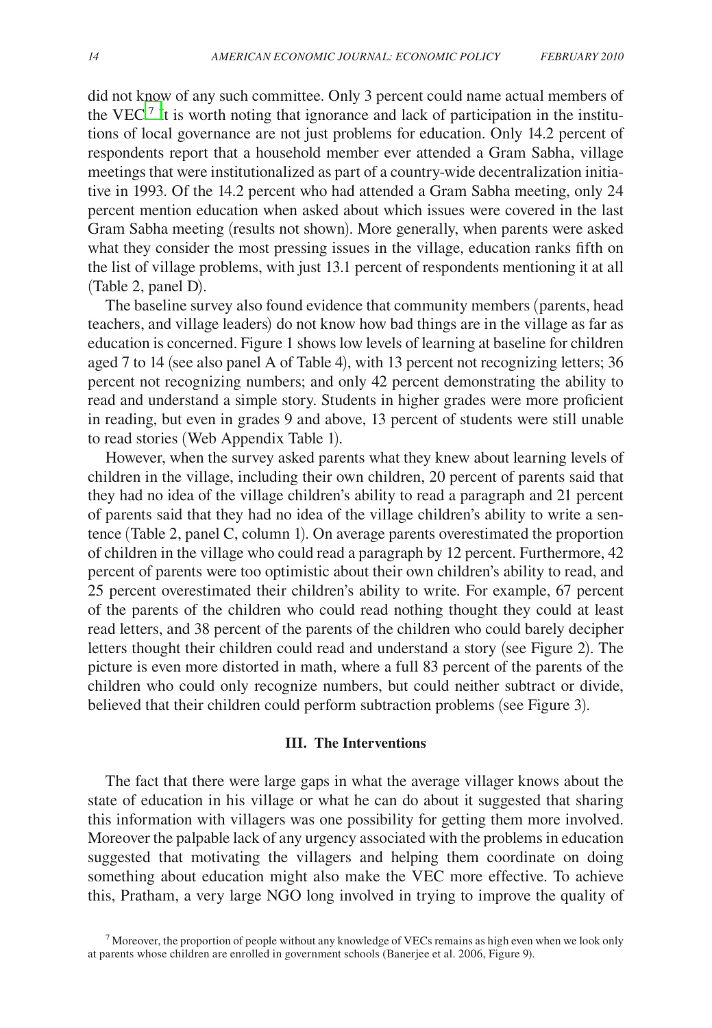did not know of any such committee. Only 3 percent could name actual members of the VEC.[7] It is worth noting that ignorance and lack of participation in the institutions of local governance are not just problems for education. Only 14.2 percent of respondents report that a household member ever attended a Gram Sabha, village meetings that were institutionalized as part of a country-wide decentralization initiative in 1993. Of the 14.2 percent who had attended a Gram Sabha meeting, only 24 percent mention education when asked about which issues were covered in the last Gram Sabha meeting (results not shown). More generally, when parents were asked what they consider the most pressing issues in the village, education ranks fifth on the list of village problems, with just 13.1 percent of respondents mentioning it at all (Table 2, panel D).

The baseline survey also found evidence that community members (parents, head teachers, and village leaders) do not know how bad things are in the village as far as education is concerned. Figure 1 shows low levels of learning at baseline for children aged 7 to 14 (see also panel A of Table 4), with 13 percent not recognizing letters; 36 percent not recognizing numbers; and only 42 percent demonstrating the ability to read and understand a simple story. Students in higher grades were more proficient in reading, but even in grades 9 and above, 13 percent of students were still unable to read stories (Web Appendix Table 1).

However, when the survey asked parents what they knew about learning levels of children in the village, including their own children, 20 percent of parents said that they had no idea of the village children's ability to read a paragraph and 21 percent of parents said that they had no idea of the village children's ability to write a sentence (Table 2, panel C, column 1). On average parents overestimated the proportion of children in the village who could read a paragraph by 12 percent. Furthermore, 42 percent of parents were too optimistic about their own children's ability to read, and 25 percent overestimated their children's ability to write. For example, 67 percent of the parents of the children who could read nothing thought they could at least read letters, and 38 percent of the parents of the children who could barely decipher letters thought their children could read and understand a story (see Figure 2). The picture is even more distorted in math, where a full 83 percent of the parents of the children who could only recognize numbers, but could neither subtract or divide, believed that their children could perform subtraction problems (see Figure 3).

## III. The Interventions

The fact that there were large gaps in what the average villager knows about the state of education in his village or what he can do about it suggested that sharing this information with villagers was one possibility for getting them more involved. Moreover the palpable lack of any urgency associated with the problems in education suggested that motivating the villagers and helping them coordinate on doing something about education might also make the VEC more effective. To achieve this, Pratham, a very large NGO long involved in trying to improve the quality of

[7] Moreover, the proportion of people without any knowledge of VECs remains as high even when we look only at parents whose children are enrolled in government schools (Banerjee et al. 2006, Figure 9).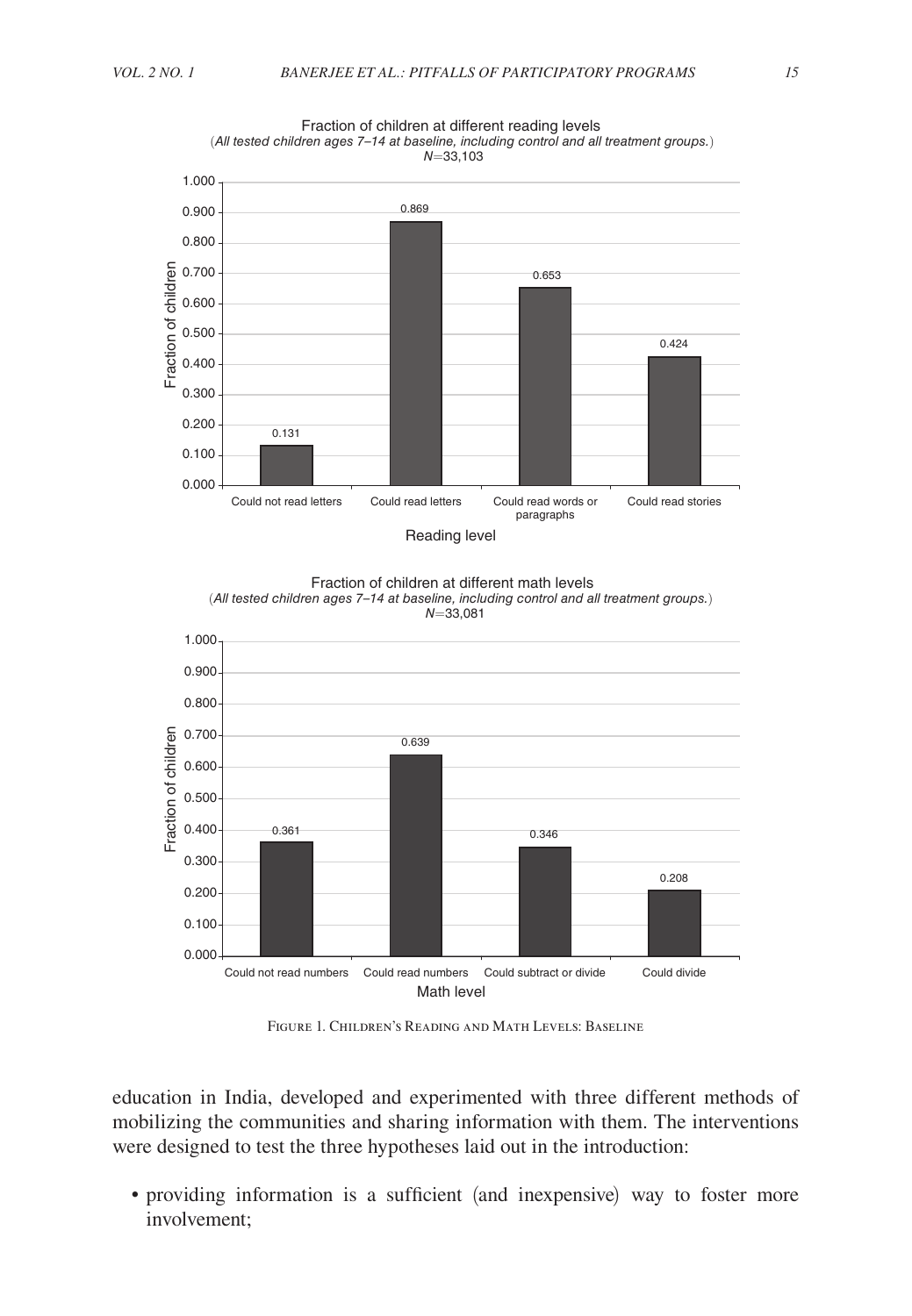Fraction of children at different reading levels
(*All tested children ages 7–14 at baseline, including control and all treatment groups.*)
*N*=33,103

| Reading level | Fraction of children |
|---|---|
| Could not read letters | 0.131 |
| Could read letters | 0.869 |
| Could read words or paragraphs | 0.653 |
| Could read stories | 0.424 |

Fraction of children at different math levels
(*All tested children ages 7–14 at baseline, including control and all treatment groups.*)
*N*=33,081

| Math level | Fraction of children |
|---|---|
| Could not read numbers | 0.361 |
| Could read numbers | 0.639 |
| Could subtract or divide | 0.346 |
| Could divide | 0.208 |

Figure 1. Children's Reading and Math Levels: Baseline

education in India, developed and experimented with three different methods of mobilizing the communities and sharing information with them. The interventions were designed to test the three hypotheses laid out in the introduction:

- providing information is a sufficient (and inexpensive) way to foster more involvement;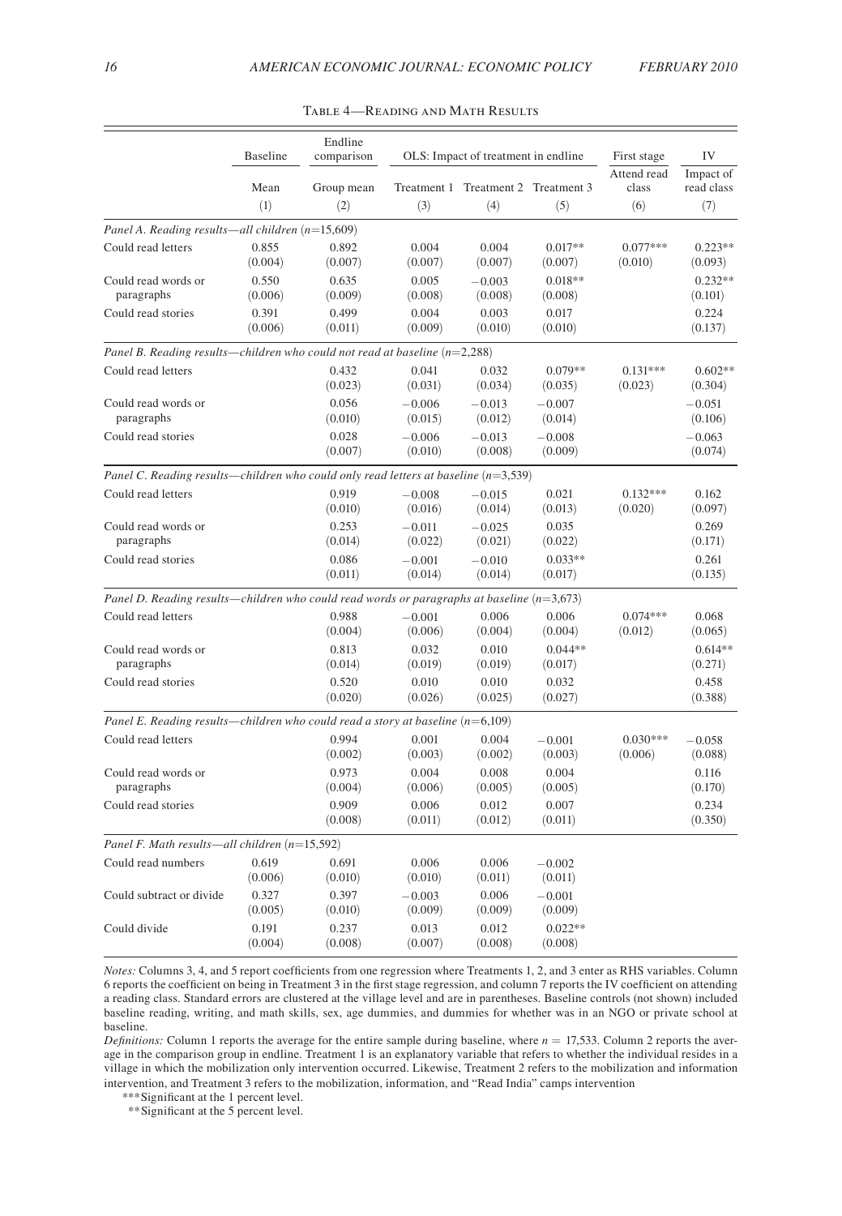TABLE 4—READING AND MATH RESULTS

| | Baseline | Endline comparison | OLS: Impact of treatment in endline | | | First stage | IV |
|---|---|---|---|---|---|---|---|
| | Mean | Group mean | Treatment 1 | Treatment 2 | Treatment 3 | Attend read class | Impact of read class |
| | (1) | (2) | (3) | (4) | (5) | (6) | (7) |
| *Panel A. Reading results—all children (n=15,609)* | | | | | | | |
| Could read letters | 0.855 | 0.892 | 0.004 | 0.004 | 0.017** | 0.077*** | 0.223** |
| | (0.004) | (0.007) | (0.007) | (0.007) | (0.007) | (0.010) | (0.093) |
| Could read words or paragraphs | 0.550 | 0.635 | 0.005 | −0.003 | 0.018** | | 0.232** |
| | (0.006) | (0.009) | (0.008) | (0.008) | (0.008) | | (0.101) |
| Could read stories | 0.391 | 0.499 | 0.004 | 0.003 | 0.017 | | 0.224 |
| | (0.006) | (0.011) | (0.009) | (0.010) | (0.010) | | (0.137) |
| *Panel B. Reading results—children who could not read at baseline (n=2,288)* | | | | | | | |
| Could read letters | | 0.432 | 0.041 | 0.032 | 0.079** | 0.131*** | 0.602** |
| | | (0.023) | (0.031) | (0.034) | (0.035) | (0.023) | (0.304) |
| Could read words or paragraphs | | 0.056 | −0.006 | −0.013 | −0.007 | | −0.051 |
| | | (0.010) | (0.015) | (0.012) | (0.014) | | (0.106) |
| Could read stories | | 0.028 | −0.006 | −0.013 | −0.008 | | −0.063 |
| | | (0.007) | (0.010) | (0.008) | (0.009) | | (0.074) |
| *Panel C. Reading results—children who could only read letters at baseline (n=3,539)* | | | | | | | |
| Could read letters | | 0.919 | −0.008 | −0.015 | 0.021 | 0.132*** | 0.162 |
| | | (0.010) | (0.016) | (0.014) | (0.013) | (0.020) | (0.097) |
| Could read words or paragraphs | | 0.253 | −0.011 | −0.025 | 0.035 | | 0.269 |
| | | (0.014) | (0.022) | (0.021) | (0.022) | | (0.171) |
| Could read stories | | 0.086 | −0.001 | −0.010 | 0.033** | | 0.261 |
| | | (0.011) | (0.014) | (0.014) | (0.017) | | (0.135) |
| *Panel D. Reading results—children who could read words or paragraphs at baseline (n=3,673)* | | | | | | | |
| Could read letters | | 0.988 | −0.001 | 0.006 | 0.006 | 0.074*** | 0.068 |
| | | (0.004) | (0.006) | (0.004) | (0.004) | (0.012) | (0.065) |
| Could read words or paragraphs | | 0.813 | 0.032 | 0.010 | 0.044** | | 0.614** |
| | | (0.014) | (0.019) | (0.019) | (0.017) | | (0.271) |
| Could read stories | | 0.520 | 0.010 | 0.010 | 0.032 | | 0.458 |
| | | (0.020) | (0.026) | (0.025) | (0.027) | | (0.388) |
| *Panel E. Reading results—children who could read a story at baseline (n=6,109)* | | | | | | | |
| Could read letters | | 0.994 | 0.001 | 0.004 | −0.001 | 0.030*** | −0.058 |
| | | (0.002) | (0.003) | (0.002) | (0.003) | (0.006) | (0.088) |
| Could read words or paragraphs | | 0.973 | 0.004 | 0.008 | 0.004 | | 0.116 |
| | | (0.004) | (0.006) | (0.005) | (0.005) | | (0.170) |
| Could read stories | | 0.909 | 0.006 | 0.012 | 0.007 | | 0.234 |
| | | (0.008) | (0.011) | (0.012) | (0.011) | | (0.350) |
| *Panel F. Math results—all children (n=15,592)* | | | | | | | |
| Could read numbers | 0.619 | 0.691 | 0.006 | 0.006 | −0.002 | | |
| | (0.006) | (0.010) | (0.010) | (0.011) | (0.011) | | |
| Could subtract or divide | 0.327 | 0.397 | −0.003 | 0.006 | −0.001 | | |
| | (0.005) | (0.010) | (0.009) | (0.009) | (0.009) | | |
| Could divide | 0.191 | 0.237 | 0.013 | 0.012 | 0.022** | | |
| | (0.004) | (0.008) | (0.007) | (0.008) | (0.008) | | |

*Notes:* Columns 3, 4, and 5 report coefficients from one regression where Treatments 1, 2, and 3 enter as RHS variables. Column 6 reports the coefficient on being in Treatment 3 in the first stage regression, and column 7 reports the IV coefficient on attending a reading class. Standard errors are clustered at the village level and are in parentheses. Baseline controls (not shown) included baseline reading, writing, and math skills, sex, age dummies, and dummies for whether was in an NGO or private school at baseline.

*Definitions:* Column 1 reports the average for the entire sample during baseline, where $n$ = 17,533. Column 2 reports the average in the comparison group in endline. Treatment 1 is an explanatory variable that refers to whether the individual resides in a village in which the mobilization only intervention occurred. Likewise, Treatment 2 refers to the mobilization and information intervention, and Treatment 3 refers to the mobilization, information, and "Read India" camps intervention

***Significant at the 1 percent level.

**Significant at the 5 percent level.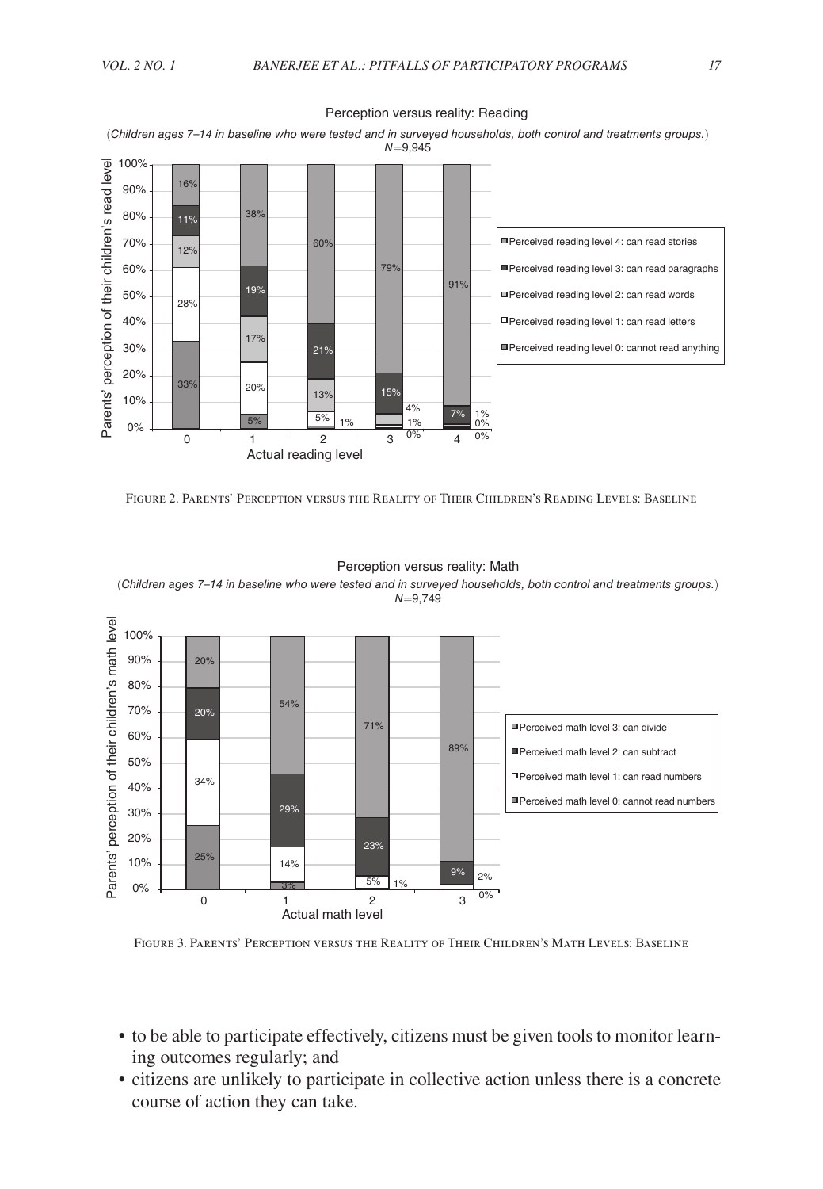Perception versus reality: Reading

(*Children ages 7–14 in baseline who were tested and in surveyed households, both control and treatments groups.*)
*N*=9,945

| Actual reading level | Perceived level 0: cannot read anything | Perceived level 1: can read letters | Perceived level 2: can read words | Perceived level 3: can read paragraphs | Perceived level 4: can read stories |
|---|---|---|---|---|---|
| 0 | 33% | 28% | 12% | 11% | 16% |
| 1 | 5% | 20% | 17% | 19% | 38% |
| 2 | 1% | 5% | 13% | 21% | 60% |
| 3 | 0% | 1% | 4% | 15% | 79% |
| 4 | 0% | 0% | 1% | 7% | 91% |

Figure 2. Parents' Perception versus the Reality of Their Children's Reading Levels: Baseline

Perception versus reality: Math

(*Children ages 7–14 in baseline who were tested and in surveyed households, both control and treatments groups.*)
*N*=9,749

| Actual math level | Perceived level 0: cannot read numbers | Perceived level 1: can read numbers | Perceived level 2: can subtract | Perceived level 3: can divide |
|---|---|---|---|---|
| 0 | 25% | 34% | 20% | 20% |
| 1 | 3% | 14% | 29% | 54% |
| 2 | 1% | 5% | 23% | 71% |
| 3 | 0% | 2% | 9% | 89% |

Figure 3. Parents' Perception versus the Reality of Their Children's Math Levels: Baseline

- to be able to participate effectively, citizens must be given tools to monitor learning outcomes regularly; and
- citizens are unlikely to participate in collective action unless there is a concrete course of action they can take.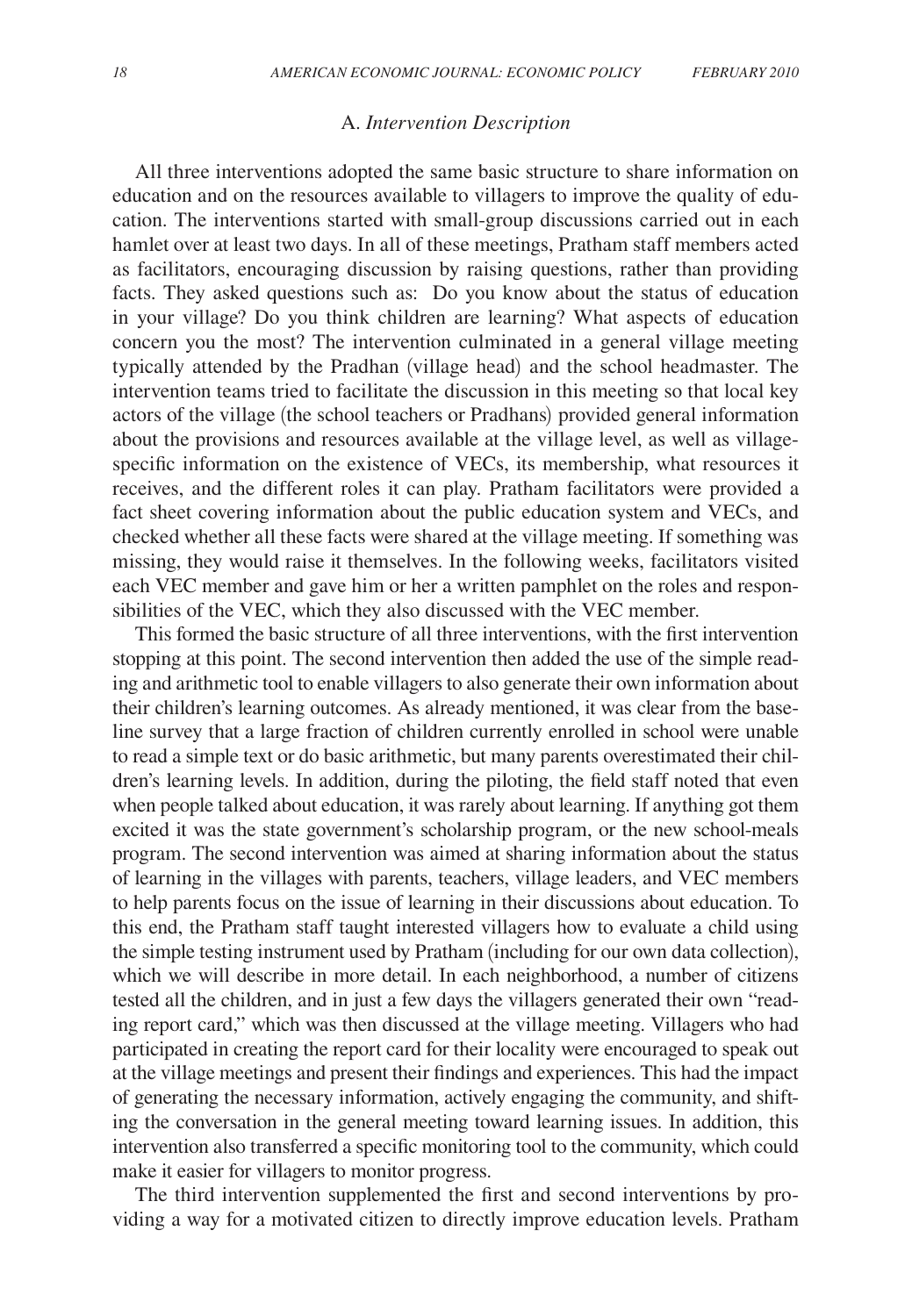### A. *Intervention Description*

All three interventions adopted the same basic structure to share information on education and on the resources available to villagers to improve the quality of education. The interventions started with small-group discussions carried out in each hamlet over at least two days. In all of these meetings, Pratham staff members acted as facilitators, encouraging discussion by raising questions, rather than providing facts. They asked questions such as: Do you know about the status of education in your village? Do you think children are learning? What aspects of education concern you the most? The intervention culminated in a general village meeting typically attended by the Pradhan (village head) and the school headmaster. The intervention teams tried to facilitate the discussion in this meeting so that local key actors of the village (the school teachers or Pradhans) provided general information about the provisions and resources available at the village level, as well as village-specific information on the existence of VECs, its membership, what resources it receives, and the different roles it can play. Pratham facilitators were provided a fact sheet covering information about the public education system and VECs, and checked whether all these facts were shared at the village meeting. If something was missing, they would raise it themselves. In the following weeks, facilitators visited each VEC member and gave him or her a written pamphlet on the roles and responsibilities of the VEC, which they also discussed with the VEC member.

This formed the basic structure of all three interventions, with the first intervention stopping at this point. The second intervention then added the use of the simple reading and arithmetic tool to enable villagers to also generate their own information about their children's learning outcomes. As already mentioned, it was clear from the baseline survey that a large fraction of children currently enrolled in school were unable to read a simple text or do basic arithmetic, but many parents overestimated their children's learning levels. In addition, during the piloting, the field staff noted that even when people talked about education, it was rarely about learning. If anything got them excited it was the state government's scholarship program, or the new school-meals program. The second intervention was aimed at sharing information about the status of learning in the villages with parents, teachers, village leaders, and VEC members to help parents focus on the issue of learning in their discussions about education. To this end, the Pratham staff taught interested villagers how to evaluate a child using the simple testing instrument used by Pratham (including for our own data collection), which we will describe in more detail. In each neighborhood, a number of citizens tested all the children, and in just a few days the villagers generated their own "reading report card," which was then discussed at the village meeting. Villagers who had participated in creating the report card for their locality were encouraged to speak out at the village meetings and present their findings and experiences. This had the impact of generating the necessary information, actively engaging the community, and shifting the conversation in the general meeting toward learning issues. In addition, this intervention also transferred a specific monitoring tool to the community, which could make it easier for villagers to monitor progress.

The third intervention supplemented the first and second interventions by providing a way for a motivated citizen to directly improve education levels. Pratham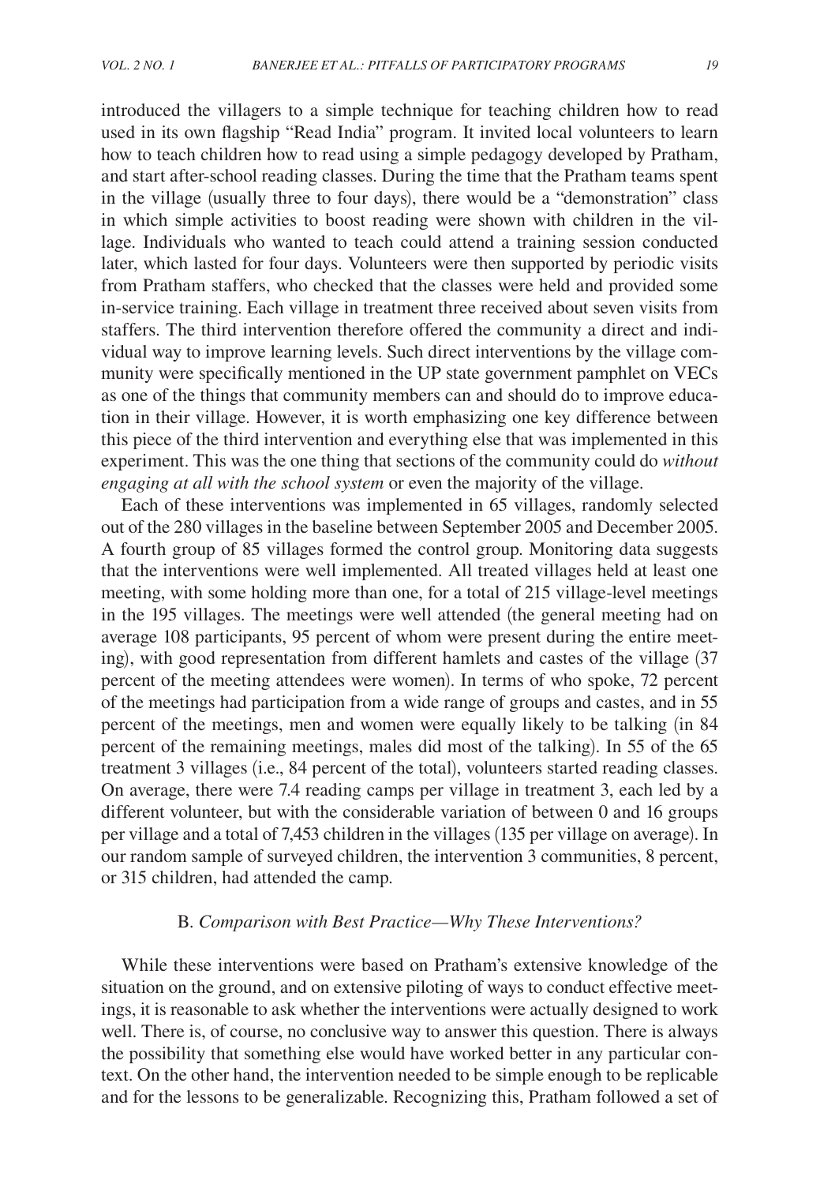introduced the villagers to a simple technique for teaching children how to read used in its own flagship "Read India" program. It invited local volunteers to learn how to teach children how to read using a simple pedagogy developed by Pratham, and start after-school reading classes. During the time that the Pratham teams spent in the village (usually three to four days), there would be a "demonstration" class in which simple activities to boost reading were shown with children in the village. Individuals who wanted to teach could attend a training session conducted later, which lasted for four days. Volunteers were then supported by periodic visits from Pratham staffers, who checked that the classes were held and provided some in-service training. Each village in treatment three received about seven visits from staffers. The third intervention therefore offered the community a direct and individual way to improve learning levels. Such direct interventions by the village community were specifically mentioned in the UP state government pamphlet on VECs as one of the things that community members can and should do to improve education in their village. However, it is worth emphasizing one key difference between this piece of the third intervention and everything else that was implemented in this experiment. This was the one thing that sections of the community could do *without engaging at all with the school system* or even the majority of the village.

Each of these interventions was implemented in 65 villages, randomly selected out of the 280 villages in the baseline between September 2005 and December 2005. A fourth group of 85 villages formed the control group. Monitoring data suggests that the interventions were well implemented. All treated villages held at least one meeting, with some holding more than one, for a total of 215 village-level meetings in the 195 villages. The meetings were well attended (the general meeting had on average 108 participants, 95 percent of whom were present during the entire meeting), with good representation from different hamlets and castes of the village (37 percent of the meeting attendees were women). In terms of who spoke, 72 percent of the meetings had participation from a wide range of groups and castes, and in 55 percent of the meetings, men and women were equally likely to be talking (in 84 percent of the remaining meetings, males did most of the talking). In 55 of the 65 treatment 3 villages (i.e., 84 percent of the total), volunteers started reading classes. On average, there were 7.4 reading camps per village in treatment 3, each led by a different volunteer, but with the considerable variation of between 0 and 16 groups per village and a total of 7,453 children in the villages (135 per village on average). In our random sample of surveyed children, the intervention 3 communities, 8 percent, or 315 children, had attended the camp.

### B. *Comparison with Best Practice—Why These Interventions?*

While these interventions were based on Pratham's extensive knowledge of the situation on the ground, and on extensive piloting of ways to conduct effective meetings, it is reasonable to ask whether the interventions were actually designed to work well. There is, of course, no conclusive way to answer this question. There is always the possibility that something else would have worked better in any particular context. On the other hand, the intervention needed to be simple enough to be replicable and for the lessons to be generalizable. Recognizing this, Pratham followed a set of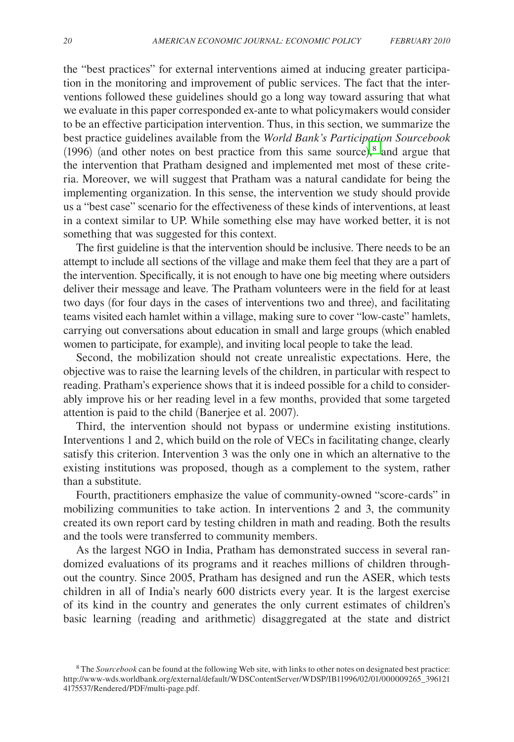the "best practices" for external interventions aimed at inducing greater participation in the monitoring and improvement of public services. The fact that the interventions followed these guidelines should go a long way toward assuring that what we evaluate in this paper corresponded ex-ante to what policymakers would consider to be an effective participation intervention. Thus, in this section, we summarize the best practice guidelines available from the *World Bank's Participation Sourcebook* (1996) (and other notes on best practice from this same source),[8] and argue that the intervention that Pratham designed and implemented met most of these criteria. Moreover, we will suggest that Pratham was a natural candidate for being the implementing organization. In this sense, the intervention we study should provide us a "best case" scenario for the effectiveness of these kinds of interventions, at least in a context similar to UP. While something else may have worked better, it is not something that was suggested for this context.

The first guideline is that the intervention should be inclusive. There needs to be an attempt to include all sections of the village and make them feel that they are a part of the intervention. Specifically, it is not enough to have one big meeting where outsiders deliver their message and leave. The Pratham volunteers were in the field for at least two days (for four days in the cases of interventions two and three), and facilitating teams visited each hamlet within a village, making sure to cover "low-caste" hamlets, carrying out conversations about education in small and large groups (which enabled women to participate, for example), and inviting local people to take the lead.

Second, the mobilization should not create unrealistic expectations. Here, the objective was to raise the learning levels of the children, in particular with respect to reading. Pratham's experience shows that it is indeed possible for a child to considerably improve his or her reading level in a few months, provided that some targeted attention is paid to the child (Banerjee et al. 2007).

Third, the intervention should not bypass or undermine existing institutions. Interventions 1 and 2, which build on the role of VECs in facilitating change, clearly satisfy this criterion. Intervention 3 was the only one in which an alternative to the existing institutions was proposed, though as a complement to the system, rather than a substitute.

Fourth, practitioners emphasize the value of community-owned "score-cards" in mobilizing communities to take action. In interventions 2 and 3, the community created its own report card by testing children in math and reading. Both the results and the tools were transferred to community members.

As the largest NGO in India, Pratham has demonstrated success in several randomized evaluations of its programs and it reaches millions of children throughout the country. Since 2005, Pratham has designed and run the ASER, which tests children in all of India's nearly 600 districts every year. It is the largest exercise of its kind in the country and generates the only current estimates of children's basic learning (reading and arithmetic) disaggregated at the state and district

[8] The *Sourcebook* can be found at the following Web site, with links to other notes on designated best practice: http://www-wds.worldbank.org/external/default/WDSContentServer/WDSP/IB11996/02/01/000009265_3961214175537/Rendered/PDF/multi-page.pdf.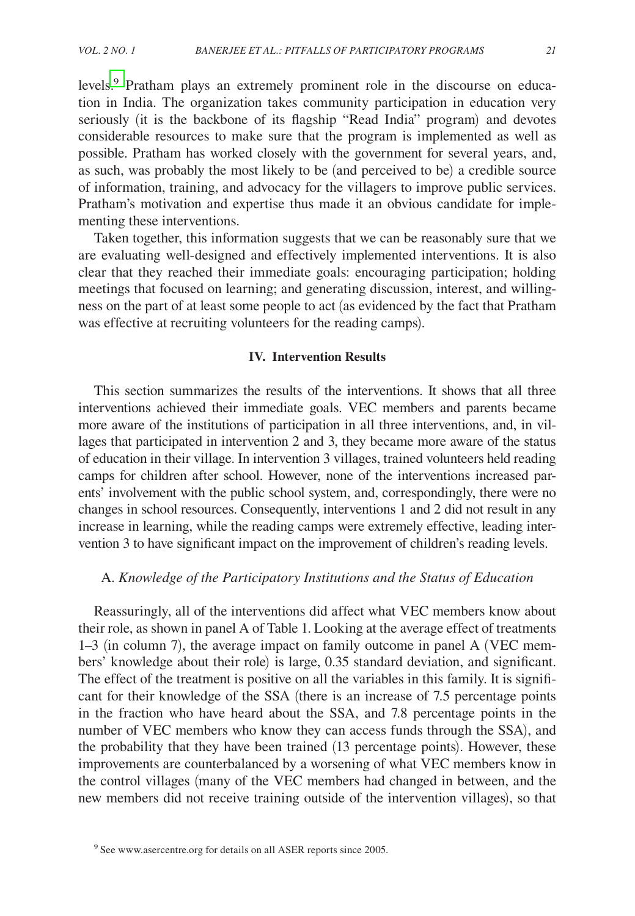levels.[9] Pratham plays an extremely prominent role in the discourse on education in India. The organization takes community participation in education very seriously (it is the backbone of its flagship "Read India" program) and devotes considerable resources to make sure that the program is implemented as well as possible. Pratham has worked closely with the government for several years, and, as such, was probably the most likely to be (and perceived to be) a credible source of information, training, and advocacy for the villagers to improve public services. Pratham's motivation and expertise thus made it an obvious candidate for implementing these interventions.

Taken together, this information suggests that we can be reasonably sure that we are evaluating well-designed and effectively implemented interventions. It is also clear that they reached their immediate goals: encouraging participation; holding meetings that focused on learning; and generating discussion, interest, and willingness on the part of at least some people to act (as evidenced by the fact that Pratham was effective at recruiting volunteers for the reading camps).

## IV. Intervention Results

This section summarizes the results of the interventions. It shows that all three interventions achieved their immediate goals. VEC members and parents became more aware of the institutions of participation in all three interventions, and, in villages that participated in intervention 2 and 3, they became more aware of the status of education in their village. In intervention 3 villages, trained volunteers held reading camps for children after school. However, none of the interventions increased parents' involvement with the public school system, and, correspondingly, there were no changes in school resources. Consequently, interventions 1 and 2 did not result in any increase in learning, while the reading camps were extremely effective, leading intervention 3 to have significant impact on the improvement of children's reading levels.

### A. *Knowledge of the Participatory Institutions and the Status of Education*

Reassuringly, all of the interventions did affect what VEC members know about their role, as shown in panel A of Table 1. Looking at the average effect of treatments 1–3 (in column 7), the average impact on family outcome in panel A (VEC members' knowledge about their role) is large, 0.35 standard deviation, and significant. The effect of the treatment is positive on all the variables in this family. It is significant for their knowledge of the SSA (there is an increase of 7.5 percentage points in the fraction who have heard about the SSA, and 7.8 percentage points in the number of VEC members who know they can access funds through the SSA), and the probability that they have been trained (13 percentage points). However, these improvements are counterbalanced by a worsening of what VEC members know in the control villages (many of the VEC members had changed in between, and the new members did not receive training outside of the intervention villages), so that

[9] See www.asercentre.org for details on all ASER reports since 2005.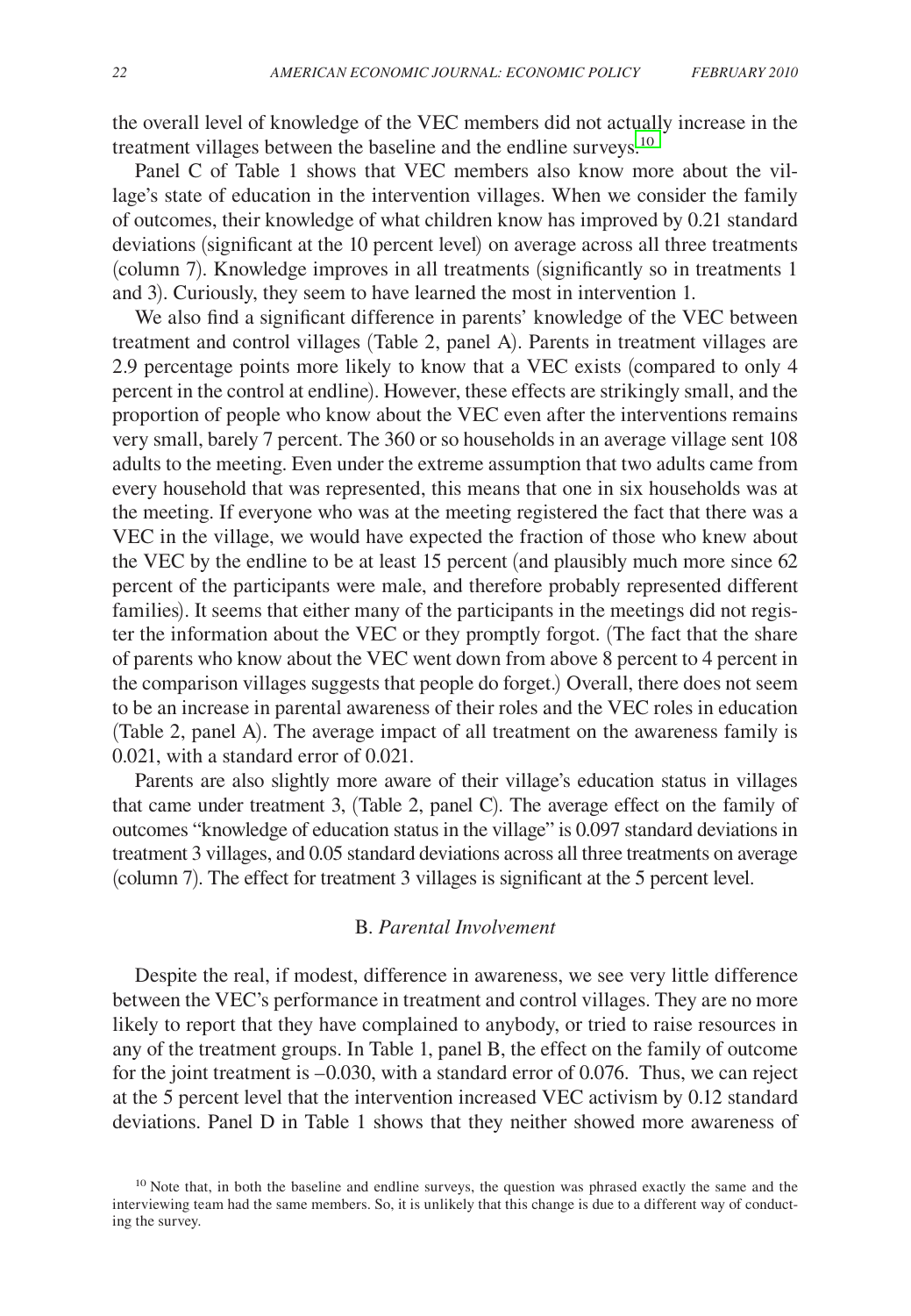the overall level of knowledge of the VEC members did not actually increase in the treatment villages between the baseline and the endline surveys.[10]

Panel C of Table 1 shows that VEC members also know more about the village's state of education in the intervention villages. When we consider the family of outcomes, their knowledge of what children know has improved by 0.21 standard deviations (significant at the 10 percent level) on average across all three treatments (column 7). Knowledge improves in all treatments (significantly so in treatments 1 and 3). Curiously, they seem to have learned the most in intervention 1.

We also find a significant difference in parents' knowledge of the VEC between treatment and control villages (Table 2, panel A). Parents in treatment villages are 2.9 percentage points more likely to know that a VEC exists (compared to only 4 percent in the control at endline). However, these effects are strikingly small, and the proportion of people who know about the VEC even after the interventions remains very small, barely 7 percent. The 360 or so households in an average village sent 108 adults to the meeting. Even under the extreme assumption that two adults came from every household that was represented, this means that one in six households was at the meeting. If everyone who was at the meeting registered the fact that there was a VEC in the village, we would have expected the fraction of those who knew about the VEC by the endline to be at least 15 percent (and plausibly much more since 62 percent of the participants were male, and therefore probably represented different families). It seems that either many of the participants in the meetings did not register the information about the VEC or they promptly forgot. (The fact that the share of parents who know about the VEC went down from above 8 percent to 4 percent in the comparison villages suggests that people do forget.) Overall, there does not seem to be an increase in parental awareness of their roles and the VEC roles in education (Table 2, panel A). The average impact of all treatment on the awareness family is 0.021, with a standard error of 0.021.

Parents are also slightly more aware of their village's education status in villages that came under treatment 3, (Table 2, panel C). The average effect on the family of outcomes "knowledge of education status in the village" is 0.097 standard deviations in treatment 3 villages, and 0.05 standard deviations across all three treatments on average (column 7). The effect for treatment 3 villages is significant at the 5 percent level.

### B. *Parental Involvement*

Despite the real, if modest, difference in awareness, we see very little difference between the VEC's performance in treatment and control villages. They are no more likely to report that they have complained to anybody, or tried to raise resources in any of the treatment groups. In Table 1, panel B, the effect on the family of outcome for the joint treatment is –0.030, with a standard error of 0.076. Thus, we can reject at the 5 percent level that the intervention increased VEC activism by 0.12 standard deviations. Panel D in Table 1 shows that they neither showed more awareness of

[10] Note that, in both the baseline and endline surveys, the question was phrased exactly the same and the interviewing team had the same members. So, it is unlikely that this change is due to a different way of conducting the survey.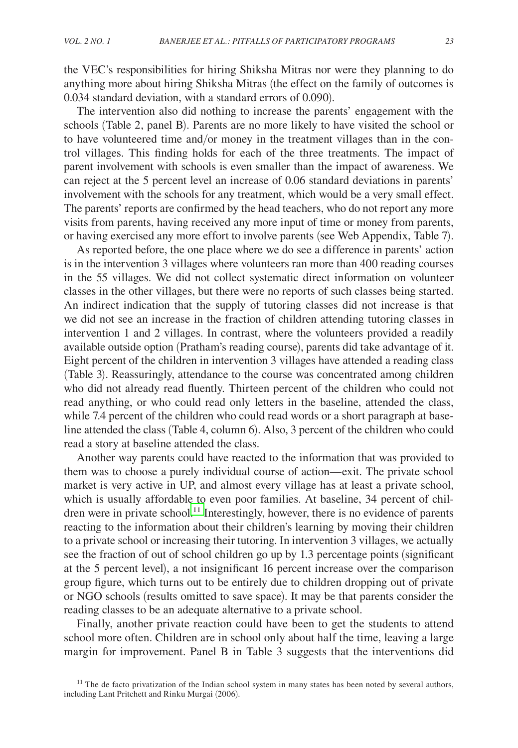the VEC's responsibilities for hiring Shiksha Mitras nor were they planning to do anything more about hiring Shiksha Mitras (the effect on the family of outcomes is 0.034 standard deviation, with a standard errors of 0.090).

The intervention also did nothing to increase the parents' engagement with the schools (Table 2, panel B). Parents are no more likely to have visited the school or to have volunteered time and/or money in the treatment villages than in the control villages. This finding holds for each of the three treatments. The impact of parent involvement with schools is even smaller than the impact of awareness. We can reject at the 5 percent level an increase of 0.06 standard deviations in parents' involvement with the schools for any treatment, which would be a very small effect. The parents' reports are confirmed by the head teachers, who do not report any more visits from parents, having received any more input of time or money from parents, or having exercised any more effort to involve parents (see Web Appendix, Table 7).

As reported before, the one place where we do see a difference in parents' action is in the intervention 3 villages where volunteers ran more than 400 reading courses in the 55 villages. We did not collect systematic direct information on volunteer classes in the other villages, but there were no reports of such classes being started. An indirect indication that the supply of tutoring classes did not increase is that we did not see an increase in the fraction of children attending tutoring classes in intervention 1 and 2 villages. In contrast, where the volunteers provided a readily available outside option (Pratham's reading course), parents did take advantage of it. Eight percent of the children in intervention 3 villages have attended a reading class (Table 3). Reassuringly, attendance to the course was concentrated among children who did not already read fluently. Thirteen percent of the children who could not read anything, or who could read only letters in the baseline, attended the class, while 7.4 percent of the children who could read words or a short paragraph at baseline attended the class (Table 4, column 6). Also, 3 percent of the children who could read a story at baseline attended the class.

Another way parents could have reacted to the information that was provided to them was to choose a purely individual course of action—exit. The private school market is very active in UP, and almost every village has at least a private school, which is usually affordable to even poor families. At baseline, 34 percent of children were in private school.[11] Interestingly, however, there is no evidence of parents reacting to the information about their children's learning by moving their children to a private school or increasing their tutoring. In intervention 3 villages, we actually see the fraction of out of school children go up by 1.3 percentage points (significant at the 5 percent level), a not insignificant 16 percent increase over the comparison group figure, which turns out to be entirely due to children dropping out of private or NGO schools (results omitted to save space). It may be that parents consider the reading classes to be an adequate alternative to a private school.

Finally, another private reaction could have been to get the students to attend school more often. Children are in school only about half the time, leaving a large margin for improvement. Panel B in Table 3 suggests that the interventions did

[11] The de facto privatization of the Indian school system in many states has been noted by several authors, including Lant Pritchett and Rinku Murgai (2006).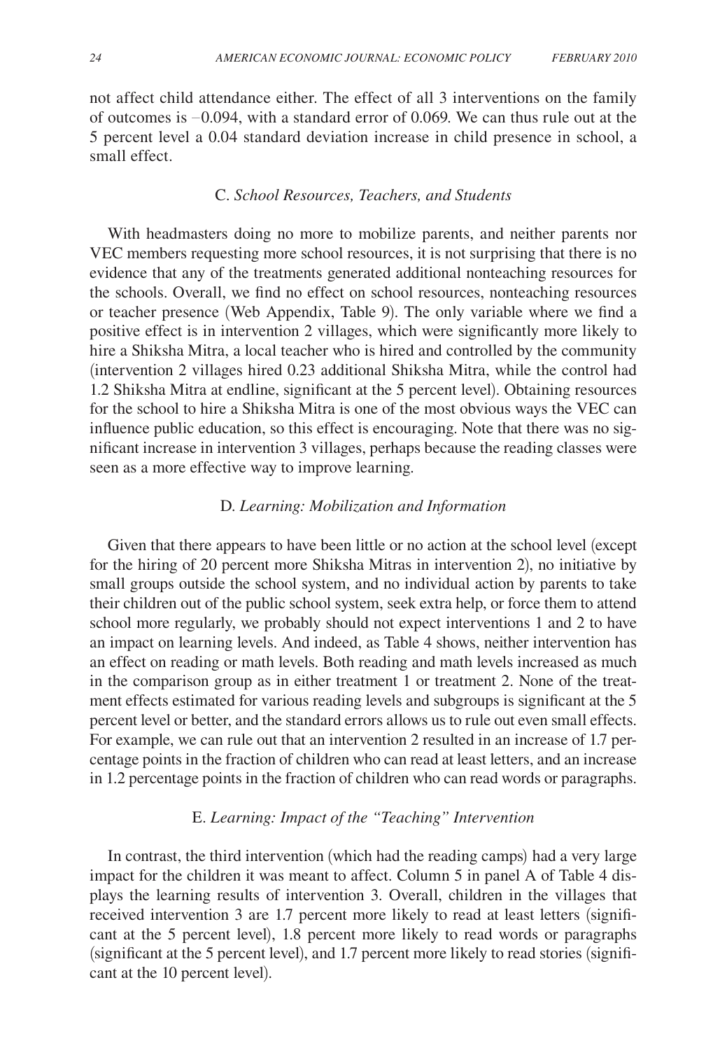not affect child attendance either. The effect of all 3 interventions on the family of outcomes is −0.094, with a standard error of 0.069. We can thus rule out at the 5 percent level a 0.04 standard deviation increase in child presence in school, a small effect.

### C. *School Resources, Teachers, and Students*

With headmasters doing no more to mobilize parents, and neither parents nor VEC members requesting more school resources, it is not surprising that there is no evidence that any of the treatments generated additional nonteaching resources for the schools. Overall, we find no effect on school resources, nonteaching resources or teacher presence (Web Appendix, Table 9). The only variable where we find a positive effect is in intervention 2 villages, which were significantly more likely to hire a Shiksha Mitra, a local teacher who is hired and controlled by the community (intervention 2 villages hired 0.23 additional Shiksha Mitra, while the control had 1.2 Shiksha Mitra at endline, significant at the 5 percent level). Obtaining resources for the school to hire a Shiksha Mitra is one of the most obvious ways the VEC can influence public education, so this effect is encouraging. Note that there was no significant increase in intervention 3 villages, perhaps because the reading classes were seen as a more effective way to improve learning.

### D. *Learning: Mobilization and Information*

Given that there appears to have been little or no action at the school level (except for the hiring of 20 percent more Shiksha Mitras in intervention 2), no initiative by small groups outside the school system, and no individual action by parents to take their children out of the public school system, seek extra help, or force them to attend school more regularly, we probably should not expect interventions 1 and 2 to have an impact on learning levels. And indeed, as Table 4 shows, neither intervention has an effect on reading or math levels. Both reading and math levels increased as much in the comparison group as in either treatment 1 or treatment 2. None of the treatment effects estimated for various reading levels and subgroups is significant at the 5 percent level or better, and the standard errors allows us to rule out even small effects. For example, we can rule out that an intervention 2 resulted in an increase of 1.7 percentage points in the fraction of children who can read at least letters, and an increase in 1.2 percentage points in the fraction of children who can read words or paragraphs.

### E. *Learning: Impact of the "Teaching" Intervention*

In contrast, the third intervention (which had the reading camps) had a very large impact for the children it was meant to affect. Column 5 in panel A of Table 4 displays the learning results of intervention 3. Overall, children in the villages that received intervention 3 are 1.7 percent more likely to read at least letters (significant at the 5 percent level), 1.8 percent more likely to read words or paragraphs (significant at the 5 percent level), and 1.7 percent more likely to read stories (significant at the 10 percent level).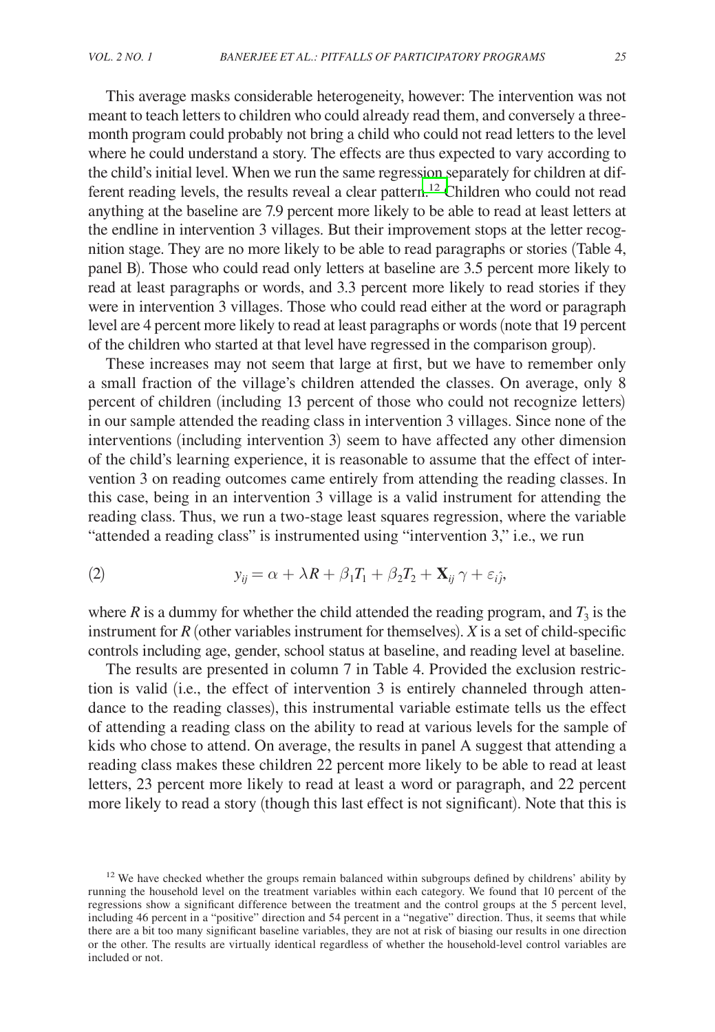This average masks considerable heterogeneity, however: The intervention was not meant to teach letters to children who could already read them, and conversely a three-month program could probably not bring a child who could not read letters to the level where he could understand a story. The effects are thus expected to vary according to the child's initial level. When we run the same regression separately for children at different reading levels, the results reveal a clear pattern.[12] Children who could not read anything at the baseline are 7.9 percent more likely to be able to read at least letters at the endline in intervention 3 villages. But their improvement stops at the letter recognition stage. They are no more likely to be able to read paragraphs or stories (Table 4, panel B). Those who could read only letters at baseline are 3.5 percent more likely to read at least paragraphs or words, and 3.3 percent more likely to read stories if they were in intervention 3 villages. Those who could read either at the word or paragraph level are 4 percent more likely to read at least paragraphs or words (note that 19 percent of the children who started at that level have regressed in the comparison group).

These increases may not seem that large at first, but we have to remember only a small fraction of the village's children attended the classes. On average, only 8 percent of children (including 13 percent of those who could not recognize letters) in our sample attended the reading class in intervention 3 villages. Since none of the interventions (including intervention 3) seem to have affected any other dimension of the child's learning experience, it is reasonable to assume that the effect of intervention 3 on reading outcomes came entirely from attending the reading classes. In this case, being in an intervention 3 village is a valid instrument for attending the reading class. Thus, we run a two-stage least squares regression, where the variable "attended a reading class" is instrumented using "intervention 3," i.e., we run

$$y_{ij} = \alpha + \lambda R + \beta_1 T_1 + \beta_2 T_2 + \mathbf{X}_{ij}\,\gamma + \varepsilon_{i\hat{j}}, \tag{2}$$

where $R$ is a dummy for whether the child attended the reading program, and $T_3$ is the instrument for $R$ (other variables instrument for themselves). $X$ is a set of child-specific controls including age, gender, school status at baseline, and reading level at baseline.

The results are presented in column 7 in Table 4. Provided the exclusion restriction is valid (i.e., the effect of intervention 3 is entirely channeled through attendance to the reading classes), this instrumental variable estimate tells us the effect of attending a reading class on the ability to read at various levels for the sample of kids who chose to attend. On average, the results in panel A suggest that attending a reading class makes these children 22 percent more likely to be able to read at least letters, 23 percent more likely to read at least a word or paragraph, and 22 percent more likely to read a story (though this last effect is not significant). Note that this is

[12] We have checked whether the groups remain balanced within subgroups defined by childrens' ability by running the household level on the treatment variables within each category. We found that 10 percent of the regressions show a significant difference between the treatment and the control groups at the 5 percent level, including 46 percent in a "positive" direction and 54 percent in a "negative" direction. Thus, it seems that while there are a bit too many significant baseline variables, they are not at risk of biasing our results in one direction or the other. The results are virtually identical regardless of whether the household-level control variables are included or not.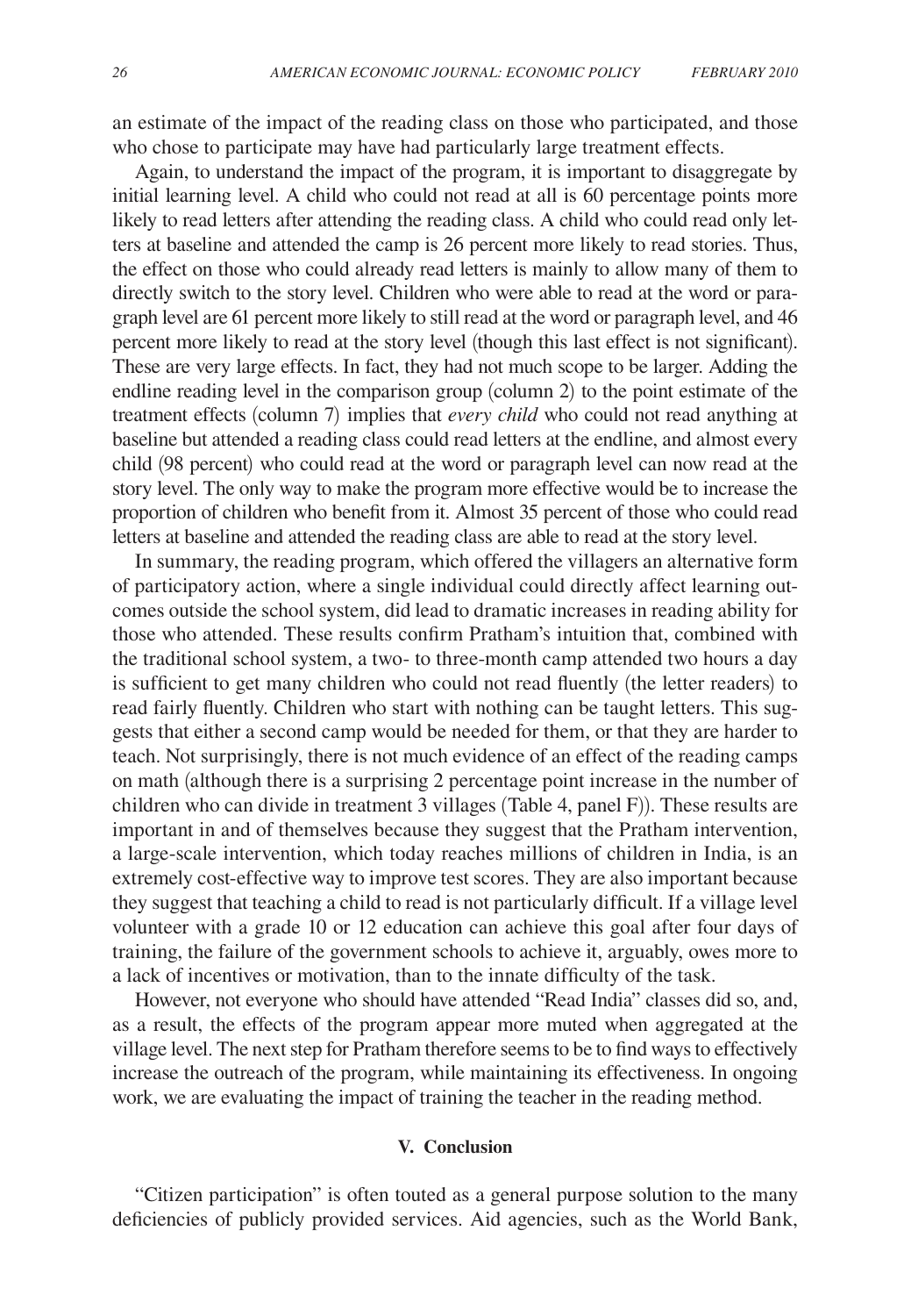an estimate of the impact of the reading class on those who participated, and those who chose to participate may have had particularly large treatment effects.

Again, to understand the impact of the program, it is important to disaggregate by initial learning level. A child who could not read at all is 60 percentage points more likely to read letters after attending the reading class. A child who could read only letters at baseline and attended the camp is 26 percent more likely to read stories. Thus, the effect on those who could already read letters is mainly to allow many of them to directly switch to the story level. Children who were able to read at the word or paragraph level are 61 percent more likely to still read at the word or paragraph level, and 46 percent more likely to read at the story level (though this last effect is not significant). These are very large effects. In fact, they had not much scope to be larger. Adding the endline reading level in the comparison group (column 2) to the point estimate of the treatment effects (column 7) implies that *every child* who could not read anything at baseline but attended a reading class could read letters at the endline, and almost every child (98 percent) who could read at the word or paragraph level can now read at the story level. The only way to make the program more effective would be to increase the proportion of children who benefit from it. Almost 35 percent of those who could read letters at baseline and attended the reading class are able to read at the story level.

In summary, the reading program, which offered the villagers an alternative form of participatory action, where a single individual could directly affect learning outcomes outside the school system, did lead to dramatic increases in reading ability for those who attended. These results confirm Pratham's intuition that, combined with the traditional school system, a two- to three-month camp attended two hours a day is sufficient to get many children who could not read fluently (the letter readers) to read fairly fluently. Children who start with nothing can be taught letters. This suggests that either a second camp would be needed for them, or that they are harder to teach. Not surprisingly, there is not much evidence of an effect of the reading camps on math (although there is a surprising 2 percentage point increase in the number of children who can divide in treatment 3 villages (Table 4, panel F)). These results are important in and of themselves because they suggest that the Pratham intervention, a large-scale intervention, which today reaches millions of children in India, is an extremely cost-effective way to improve test scores. They are also important because they suggest that teaching a child to read is not particularly difficult. If a village level volunteer with a grade 10 or 12 education can achieve this goal after four days of training, the failure of the government schools to achieve it, arguably, owes more to a lack of incentives or motivation, than to the innate difficulty of the task.

However, not everyone who should have attended "Read India" classes did so, and, as a result, the effects of the program appear more muted when aggregated at the village level. The next step for Pratham therefore seems to be to find ways to effectively increase the outreach of the program, while maintaining its effectiveness. In ongoing work, we are evaluating the impact of training the teacher in the reading method.

## V. Conclusion

"Citizen participation" is often touted as a general purpose solution to the many deficiencies of publicly provided services. Aid agencies, such as the World Bank,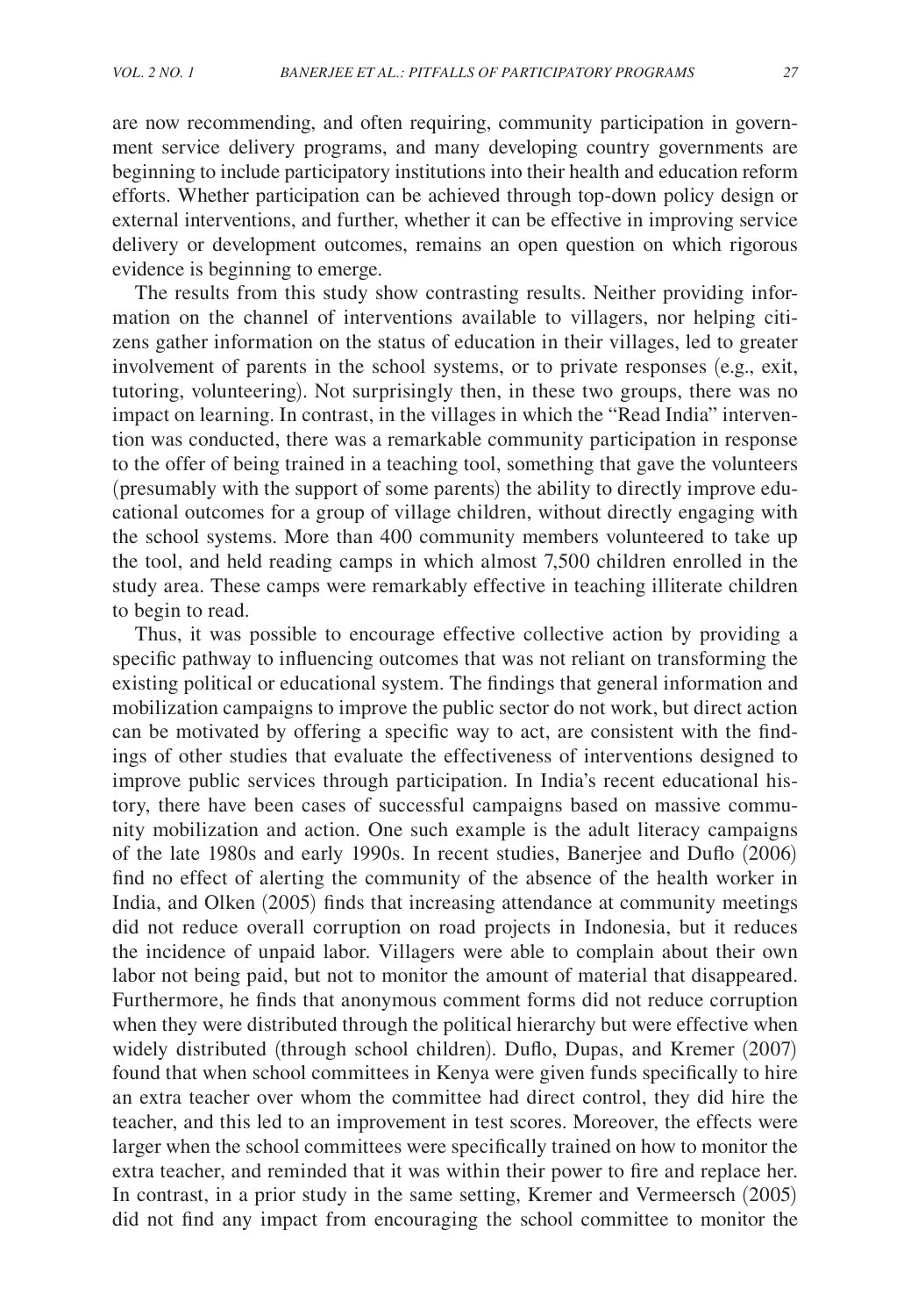are now recommending, and often requiring, community participation in government service delivery programs, and many developing country governments are beginning to include participatory institutions into their health and education reform efforts. Whether participation can be achieved through top-down policy design or external interventions, and further, whether it can be effective in improving service delivery or development outcomes, remains an open question on which rigorous evidence is beginning to emerge.

The results from this study show contrasting results. Neither providing information on the channel of interventions available to villagers, nor helping citizens gather information on the status of education in their villages, led to greater involvement of parents in the school systems, or to private responses (e.g., exit, tutoring, volunteering). Not surprisingly then, in these two groups, there was no impact on learning. In contrast, in the villages in which the "Read India" intervention was conducted, there was a remarkable community participation in response to the offer of being trained in a teaching tool, something that gave the volunteers (presumably with the support of some parents) the ability to directly improve educational outcomes for a group of village children, without directly engaging with the school systems. More than 400 community members volunteered to take up the tool, and held reading camps in which almost 7,500 children enrolled in the study area. These camps were remarkably effective in teaching illiterate children to begin to read.

Thus, it was possible to encourage effective collective action by providing a specific pathway to influencing outcomes that was not reliant on transforming the existing political or educational system. The findings that general information and mobilization campaigns to improve the public sector do not work, but direct action can be motivated by offering a specific way to act, are consistent with the findings of other studies that evaluate the effectiveness of interventions designed to improve public services through participation. In India's recent educational history, there have been cases of successful campaigns based on massive community mobilization and action. One such example is the adult literacy campaigns of the late 1980s and early 1990s. In recent studies, Banerjee and Duflo (2006) find no effect of alerting the community of the absence of the health worker in India, and Olken (2005) finds that increasing attendance at community meetings did not reduce overall corruption on road projects in Indonesia, but it reduces the incidence of unpaid labor. Villagers were able to complain about their own labor not being paid, but not to monitor the amount of material that disappeared. Furthermore, he finds that anonymous comment forms did not reduce corruption when they were distributed through the political hierarchy but were effective when widely distributed (through school children). Duflo, Dupas, and Kremer (2007) found that when school committees in Kenya were given funds specifically to hire an extra teacher over whom the committee had direct control, they did hire the teacher, and this led to an improvement in test scores. Moreover, the effects were larger when the school committees were specifically trained on how to monitor the extra teacher, and reminded that it was within their power to fire and replace her. In contrast, in a prior study in the same setting, Kremer and Vermeersch (2005) did not find any impact from encouraging the school committee to monitor the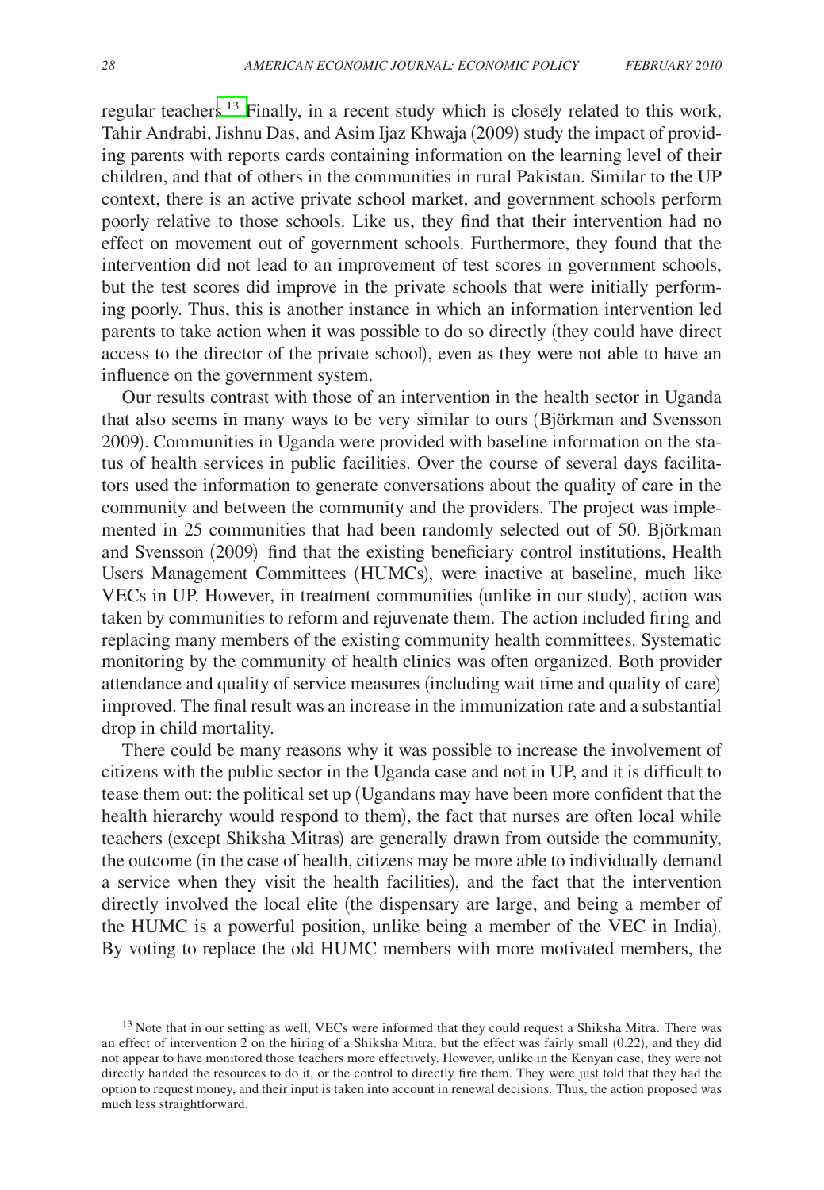regular teachers.[13] Finally, in a recent study which is closely related to this work, Tahir Andrabi, Jishnu Das, and Asim Ijaz Khwaja (2009) study the impact of providing parents with reports cards containing information on the learning level of their children, and that of others in the communities in rural Pakistan. Similar to the UP context, there is an active private school market, and government schools perform poorly relative to those schools. Like us, they find that their intervention had no effect on movement out of government schools. Furthermore, they found that the intervention did not lead to an improvement of test scores in government schools, but the test scores did improve in the private schools that were initially performing poorly. Thus, this is another instance in which an information intervention led parents to take action when it was possible to do so directly (they could have direct access to the director of the private school), even as they were not able to have an influence on the government system.

Our results contrast with those of an intervention in the health sector in Uganda that also seems in many ways to be very similar to ours (Björkman and Svensson 2009). Communities in Uganda were provided with baseline information on the status of health services in public facilities. Over the course of several days facilitators used the information to generate conversations about the quality of care in the community and between the community and the providers. The project was implemented in 25 communities that had been randomly selected out of 50. Björkman and Svensson (2009) find that the existing beneficiary control institutions, Health Users Management Committees (HUMCs), were inactive at baseline, much like VECs in UP. However, in treatment communities (unlike in our study), action was taken by communities to reform and rejuvenate them. The action included firing and replacing many members of the existing community health committees. Systematic monitoring by the community of health clinics was often organized. Both provider attendance and quality of service measures (including wait time and quality of care) improved. The final result was an increase in the immunization rate and a substantial drop in child mortality.

There could be many reasons why it was possible to increase the involvement of citizens with the public sector in the Uganda case and not in UP, and it is difficult to tease them out: the political set up (Ugandans may have been more confident that the health hierarchy would respond to them), the fact that nurses are often local while teachers (except Shiksha Mitras) are generally drawn from outside the community, the outcome (in the case of health, citizens may be more able to individually demand a service when they visit the health facilities), and the fact that the intervention directly involved the local elite (the dispensary are large, and being a member of the HUMC is a powerful position, unlike being a member of the VEC in India). By voting to replace the old HUMC members with more motivated members, the

[13] Note that in our setting as well, VECs were informed that they could request a Shiksha Mitra. There was an effect of intervention 2 on the hiring of a Shiksha Mitra, but the effect was fairly small (0.22), and they did not appear to have monitored those teachers more effectively. However, unlike in the Kenyan case, they were not directly handed the resources to do it, or the control to directly fire them. They were just told that they had the option to request money, and their input is taken into account in renewal decisions. Thus, the action proposed was much less straightforward.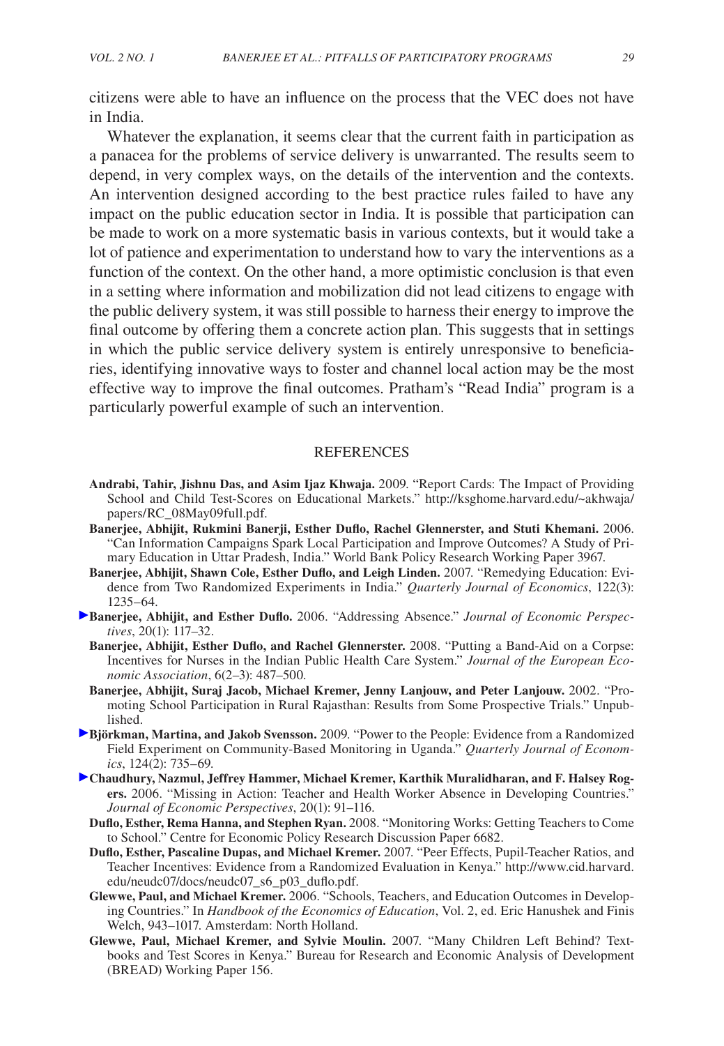citizens were able to have an influence on the process that the VEC does not have in India.

Whatever the explanation, it seems clear that the current faith in participation as a panacea for the problems of service delivery is unwarranted. The results seem to depend, in very complex ways, on the details of the intervention and the contexts. An intervention designed according to the best practice rules failed to have any impact on the public education sector in India. It is possible that participation can be made to work on a more systematic basis in various contexts, but it would take a lot of patience and experimentation to understand how to vary the interventions as a function of the context. On the other hand, a more optimistic conclusion is that even in a setting where information and mobilization did not lead citizens to engage with the public delivery system, it was still possible to harness their energy to improve the final outcome by offering them a concrete action plan. This suggests that in settings in which the public service delivery system is entirely unresponsive to beneficiaries, identifying innovative ways to foster and channel local action may be the most effective way to improve the final outcomes. Pratham's "Read India" program is a particularly powerful example of such an intervention.

## REFERENCES

**Andrabi, Tahir, Jishnu Das, and Asim Ijaz Khwaja.** 2009. "Report Cards: The Impact of Providing School and Child Test-Scores on Educational Markets." http://ksghome.harvard.edu/~akhwaja/papers/RC_08May09full.pdf.

**Banerjee, Abhijit, Rukmini Banerji, Esther Duflo, Rachel Glennerster, and Stuti Khemani.** 2006. "Can Information Campaigns Spark Local Participation and Improve Outcomes? A Study of Primary Education in Uttar Pradesh, India." World Bank Policy Research Working Paper 3967.

**Banerjee, Abhijit, Shawn Cole, Esther Duflo, and Leigh Linden.** 2007. "Remedying Education: Evidence from Two Randomized Experiments in India." *Quarterly Journal of Economics*, 122(3): 1235–64.

**Banerjee, Abhijit, and Esther Duflo.** 2006. "Addressing Absence." *Journal of Economic Perspectives*, 20(1): 117–32.

**Banerjee, Abhijit, Esther Duflo, and Rachel Glennerster.** 2008. "Putting a Band-Aid on a Corpse: Incentives for Nurses in the Indian Public Health Care System." *Journal of the European Economic Association*, 6(2–3): 487–500.

**Banerjee, Abhijit, Suraj Jacob, Michael Kremer, Jenny Lanjouw, and Peter Lanjouw.** 2002. "Promoting School Participation in Rural Rajasthan: Results from Some Prospective Trials." Unpublished.

**Björkman, Martina, and Jakob Svensson.** 2009. "Power to the People: Evidence from a Randomized Field Experiment on Community-Based Monitoring in Uganda." *Quarterly Journal of Economics*, 124(2): 735–69.

**Chaudhury, Nazmul, Jeffrey Hammer, Michael Kremer, Karthik Muralidharan, and F. Halsey Rogers.** 2006. "Missing in Action: Teacher and Health Worker Absence in Developing Countries." *Journal of Economic Perspectives*, 20(1): 91–116.

**Duflo, Esther, Rema Hanna, and Stephen Ryan.** 2008. "Monitoring Works: Getting Teachers to Come to School." Centre for Economic Policy Research Discussion Paper 6682.

**Duflo, Esther, Pascaline Dupas, and Michael Kremer.** 2007. "Peer Effects, Pupil-Teacher Ratios, and Teacher Incentives: Evidence from a Randomized Evaluation in Kenya." http://www.cid.harvard.edu/neudc07/docs/neudc07_s6_p03_duflo.pdf.

**Glewwe, Paul, and Michael Kremer.** 2006. "Schools, Teachers, and Education Outcomes in Developing Countries." In *Handbook of the Economics of Education*, Vol. 2, ed. Eric Hanushek and Finis Welch, 943–1017. Amsterdam: North Holland.

**Glewwe, Paul, Michael Kremer, and Sylvie Moulin.** 2007. "Many Children Left Behind? Textbooks and Test Scores in Kenya." Bureau for Research and Economic Analysis of Development (BREAD) Working Paper 156.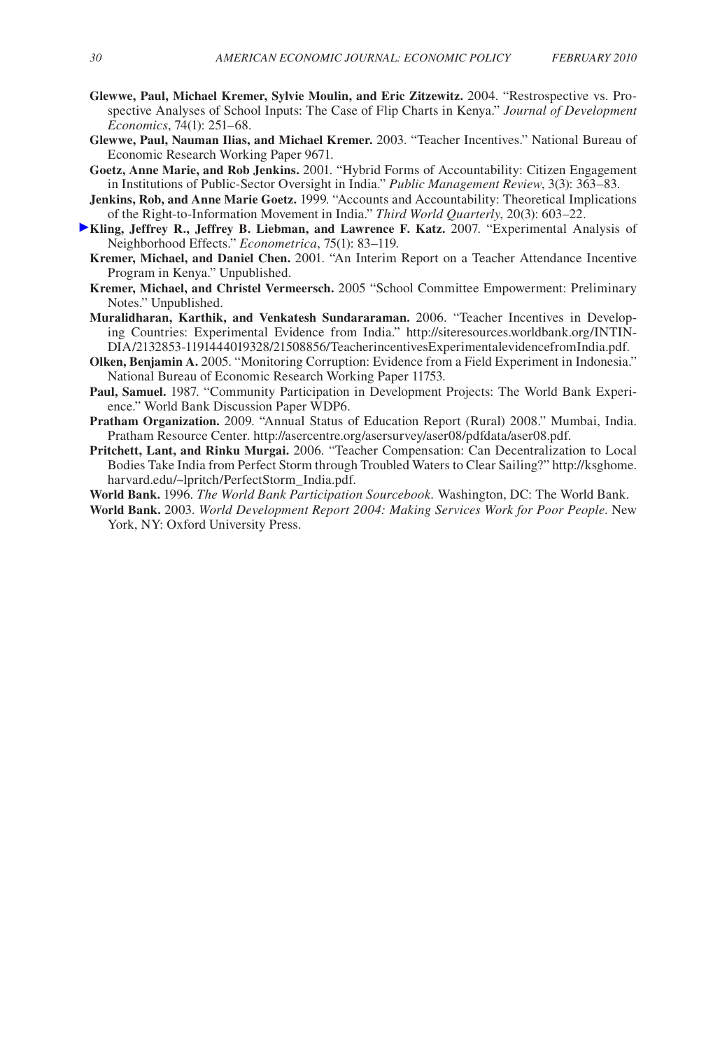**Glewwe, Paul, Michael Kremer, Sylvie Moulin, and Eric Zitzewitz.** 2004. "Restrospective vs. Prospective Analyses of School Inputs: The Case of Flip Charts in Kenya." *Journal of Development Economics*, 74(1): 251–68.

**Glewwe, Paul, Nauman Ilias, and Michael Kremer.** 2003. "Teacher Incentives." National Bureau of Economic Research Working Paper 9671.

**Goetz, Anne Marie, and Rob Jenkins.** 2001. "Hybrid Forms of Accountability: Citizen Engagement in Institutions of Public-Sector Oversight in India." *Public Management Review*, 3(3): 363–83.

**Jenkins, Rob, and Anne Marie Goetz.** 1999. "Accounts and Accountability: Theoretical Implications of the Right-to-Information Movement in India." *Third World Quarterly*, 20(3): 603–22.

**Kling, Jeffrey R., Jeffrey B. Liebman, and Lawrence F. Katz.** 2007. "Experimental Analysis of Neighborhood Effects." *Econometrica*, 75(1): 83–119.

**Kremer, Michael, and Daniel Chen.** 2001. "An Interim Report on a Teacher Attendance Incentive Program in Kenya." Unpublished.

**Kremer, Michael, and Christel Vermeersch.** 2005 "School Committee Empowerment: Preliminary Notes." Unpublished.

**Muralidharan, Karthik, and Venkatesh Sundararaman.** 2006. "Teacher Incentives in Developing Countries: Experimental Evidence from India." http://siteresources.worldbank.org/INTINDIA/2132853-1191444019328/21508856/TeacherincentivesExperimentalevidencefromIndia.pdf.

**Olken, Benjamin A.** 2005. "Monitoring Corruption: Evidence from a Field Experiment in Indonesia." National Bureau of Economic Research Working Paper 11753.

**Paul, Samuel.** 1987. "Community Participation in Development Projects: The World Bank Experience." World Bank Discussion Paper WDP6.

**Pratham Organization.** 2009. "Annual Status of Education Report (Rural) 2008." Mumbai, India. Pratham Resource Center. http://asercentre.org/asersurvey/aser08/pdfdata/aser08.pdf.

**Pritchett, Lant, and Rinku Murgai.** 2006. "Teacher Compensation: Can Decentralization to Local Bodies Take India from Perfect Storm through Troubled Waters to Clear Sailing?" http://ksghome.harvard.edu/~lpritch/PerfectStorm_India.pdf.

**World Bank.** 1996. *The World Bank Participation Sourcebook*. Washington, DC: The World Bank.

**World Bank.** 2003. *World Development Report 2004: Making Services Work for Poor People*. New York, NY: Oxford University Press.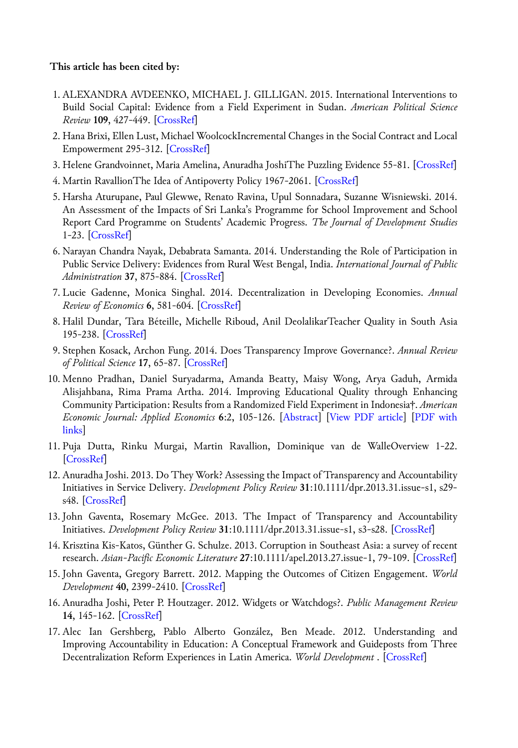**This article has been cited by:**

1. ALEXANDRA AVDEENKO, MICHAEL J. GILLIGAN. 2015. International Interventions to Build Social Capital: Evidence from a Field Experiment in Sudan. *American Political Science Review* **109**, 427-449. [CrossRef]
2. Hana Brixi, Ellen Lust, Michael WoolcockIncremental Changes in the Social Contract and Local Empowerment 295-312. [CrossRef]
3. Helene Grandvoinnet, Maria Amelina, Anuradha JoshiThe Puzzling Evidence 55-81. [CrossRef]
4. Martin RavallionThe Idea of Antipoverty Policy 1967-2061. [CrossRef]
5. Harsha Aturupane, Paul Glewwe, Renato Ravina, Upul Sonnadara, Suzanne Wisniewski. 2014. An Assessment of the Impacts of Sri Lanka's Programme for School Improvement and School Report Card Programme on Students' Academic Progress. *The Journal of Development Studies* 1-23. [CrossRef]
6. Narayan Chandra Nayak, Debabrata Samanta. 2014. Understanding the Role of Participation in Public Service Delivery: Evidences from Rural West Bengal, India. *International Journal of Public Administration* **37**, 875-884. [CrossRef]
7. Lucie Gadenne, Monica Singhal. 2014. Decentralization in Developing Economies. *Annual Review of Economics* **6**, 581-604. [CrossRef]
8. Halil Dundar, Tara Béteille, Michelle Riboud, Anil DeolalikarTeacher Quality in South Asia 195-238. [CrossRef]
9. Stephen Kosack, Archon Fung. 2014. Does Transparency Improve Governance?. *Annual Review of Political Science* **17**, 65-87. [CrossRef]
10. Menno Pradhan, Daniel Suryadarma, Amanda Beatty, Maisy Wong, Arya Gaduh, Armida Alisjahbana, Rima Prama Artha. 2014. Improving Educational Quality through Enhancing Community Participation: Results from a Randomized Field Experiment in Indonesia†. *American Economic Journal: Applied Economics* **6**:2, 105-126. [Abstract] [View PDF article] [PDF with links]
11. Puja Dutta, Rinku Murgai, Martin Ravallion, Dominique van de WalleOverview 1-22. [CrossRef]
12. Anuradha Joshi. 2013. Do They Work? Assessing the Impact of Transparency and Accountability Initiatives in Service Delivery. *Development Policy Review* **31**:10.1111/dpr.2013.31.issue-s1, s29-s48. [CrossRef]
13. John Gaventa, Rosemary McGee. 2013. The Impact of Transparency and Accountability Initiatives. *Development Policy Review* **31**:10.1111/dpr.2013.31.issue-s1, s3-s28. [CrossRef]
14. Krisztina Kis-Katos, Günther G. Schulze. 2013. Corruption in Southeast Asia: a survey of recent research. *Asian-Pacific Economic Literature* **27**:10.1111/apel.2013.27.issue-1, 79-109. [CrossRef]
15. John Gaventa, Gregory Barrett. 2012. Mapping the Outcomes of Citizen Engagement. *World Development* **40**, 2399-2410. [CrossRef]
16. Anuradha Joshi, Peter P. Houtzager. 2012. Widgets or Watchdogs?. *Public Management Review* **14**, 145-162. [CrossRef]
17. Alec Ian Gershberg, Pablo Alberto González, Ben Meade. 2012. Understanding and Improving Accountability in Education: A Conceptual Framework and Guideposts from Three Decentralization Reform Experiences in Latin America. *World Development* . [CrossRef]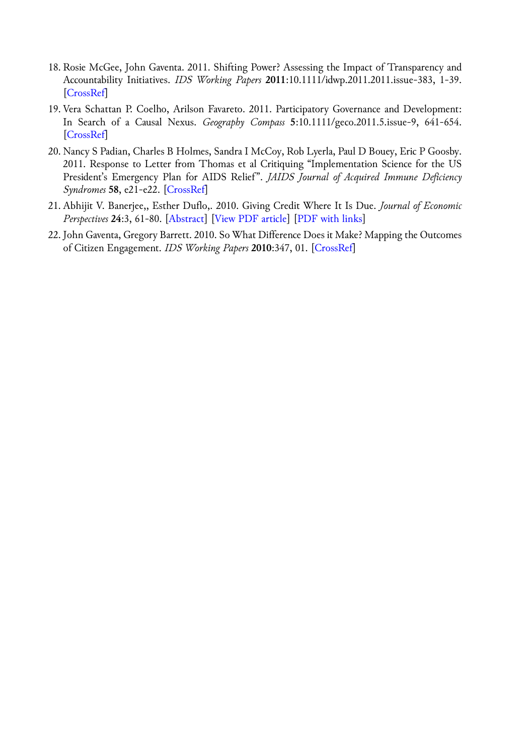18. Rosie McGee, John Gaventa. 2011. Shifting Power? Assessing the Impact of Transparency and Accountability Initiatives. *IDS Working Papers* **2011**:10.1111/idwp.2011.2011.issue-383, 1-39. [CrossRef]
19. Vera Schattan P. Coelho, Arilson Favareto. 2011. Participatory Governance and Development: In Search of a Causal Nexus. *Geography Compass* **5**:10.1111/geco.2011.5.issue-9, 641-654. [CrossRef]
20. Nancy S Padian, Charles B Holmes, Sandra I McCoy, Rob Lyerla, Paul D Bouey, Eric P Goosby. 2011. Response to Letter from Thomas et al Critiquing "Implementation Science for the US President's Emergency Plan for AIDS Relief". *JAIDS Journal of Acquired Immune Deficiency Syndromes* **58**, e21-e22. [CrossRef]
21. Abhijit V. Banerjee,, Esther Duflo,. 2010. Giving Credit Where It Is Due. *Journal of Economic Perspectives* **24**:3, 61-80. [Abstract] [View PDF article] [PDF with links]
22. John Gaventa, Gregory Barrett. 2010. So What Difference Does it Make? Mapping the Outcomes of Citizen Engagement. *IDS Working Papers* **2010**:347, 01. [CrossRef]